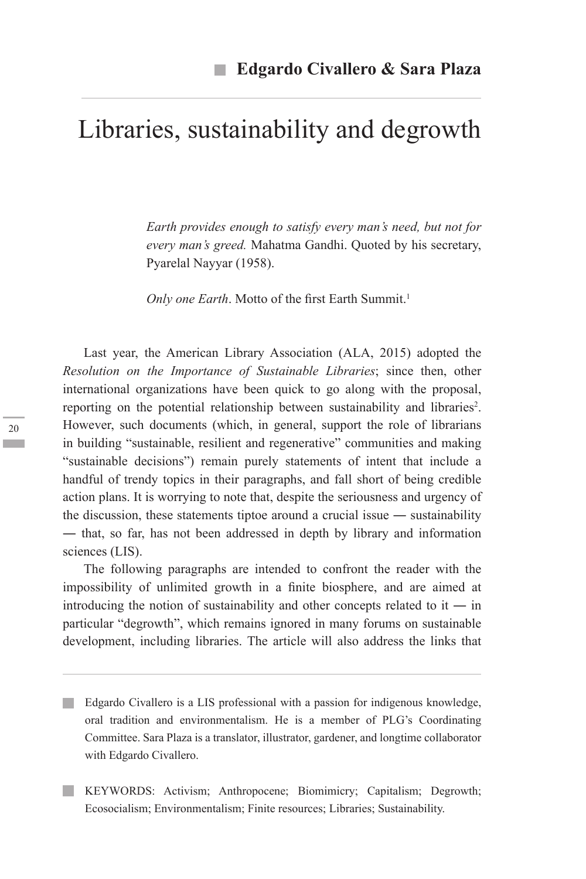**Edgardo Civallero & Sara Plaza**

# Libraries, sustainability and degrowth

> *Earth provides enough to satisfy every man's need, but not for every man's greed.* Mahatma Gandhi. Quoted by his secretary, Pyarelal Nayyar (1958).
>
> *Only one Earth*. Motto of the first Earth Summit.[1]

Last year, the American Library Association (ALA, 2015) adopted the *Resolution on the Importance of Sustainable Libraries*; since then, other international organizations have been quick to go along with the proposal, reporting on the potential relationship between sustainability and libraries[2]. However, such documents (which, in general, support the role of librarians in building "sustainable, resilient and regenerative" communities and making "sustainable decisions") remain purely statements of intent that include a handful of trendy topics in their paragraphs, and fall short of being credible action plans. It is worrying to note that, despite the seriousness and urgency of the discussion, these statements tiptoe around a crucial issue — sustainability — that, so far, has not been addressed in depth by library and information sciences (LIS).

The following paragraphs are intended to confront the reader with the impossibility of unlimited growth in a finite biosphere, and are aimed at introducing the notion of sustainability and other concepts related to it — in particular "degrowth", which remains ignored in many forums on sustainable development, including libraries. The article will also address the links that

---

Edgardo Civallero is a LIS professional with a passion for indigenous knowledge, oral tradition and environmentalism. He is a member of PLG's Coordinating Committee. Sara Plaza is a translator, illustrator, gardener, and longtime collaborator with Edgardo Civallero.

KEYWORDS: Activism; Anthropocene; Biomimicry; Capitalism; Degrowth; Ecosocialism; Environmentalism; Finite resources; Libraries; Sustainability.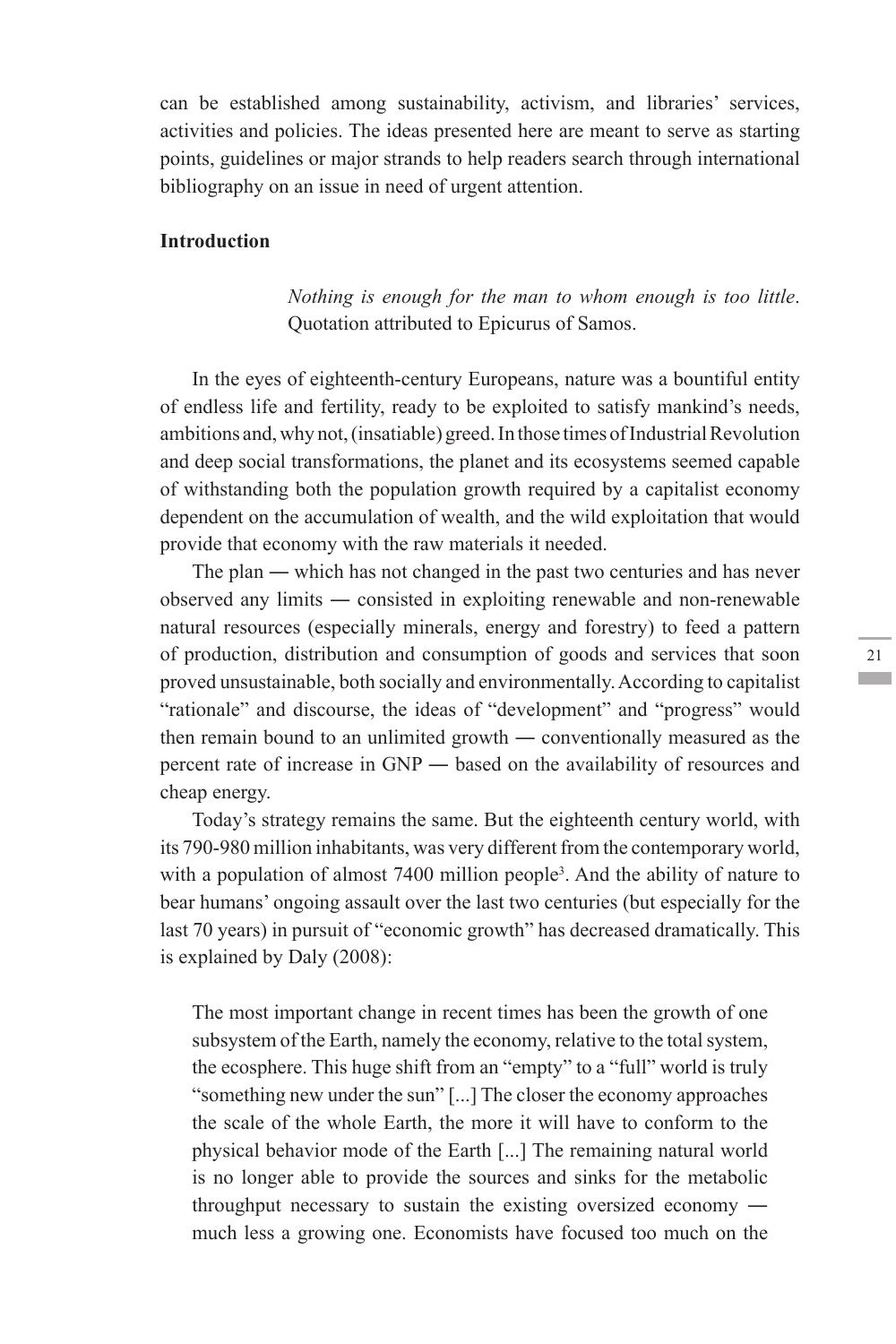can be established among sustainability, activism, and libraries' services, activities and policies. The ideas presented here are meant to serve as starting points, guidelines or major strands to help readers search through international bibliography on an issue in need of urgent attention.

## Introduction

> *Nothing is enough for the man to whom enough is too little*.
> Quotation attributed to Epicurus of Samos.

In the eyes of eighteenth-century Europeans, nature was a bountiful entity of endless life and fertility, ready to be exploited to satisfy mankind's needs, ambitions and, why not, (insatiable) greed. In those times of Industrial Revolution and deep social transformations, the planet and its ecosystems seemed capable of withstanding both the population growth required by a capitalist economy dependent on the accumulation of wealth, and the wild exploitation that would provide that economy with the raw materials it needed.

The plan — which has not changed in the past two centuries and has never observed any limits — consisted in exploiting renewable and non-renewable natural resources (especially minerals, energy and forestry) to feed a pattern of production, distribution and consumption of goods and services that soon proved unsustainable, both socially and environmentally. According to capitalist "rationale" and discourse, the ideas of "development" and "progress" would then remain bound to an unlimited growth — conventionally measured as the percent rate of increase in GNP — based on the availability of resources and cheap energy.

Today's strategy remains the same. But the eighteenth century world, with its 790-980 million inhabitants, was very different from the contemporary world, with a population of almost 7400 million people[3]. And the ability of nature to bear humans' ongoing assault over the last two centuries (but especially for the last 70 years) in pursuit of "economic growth" has decreased dramatically. This is explained by Daly (2008):

> The most important change in recent times has been the growth of one subsystem of the Earth, namely the economy, relative to the total system, the ecosphere. This huge shift from an "empty" to a "full" world is truly "something new under the sun" [...] The closer the economy approaches the scale of the whole Earth, the more it will have to conform to the physical behavior mode of the Earth [...] The remaining natural world is no longer able to provide the sources and sinks for the metabolic throughput necessary to sustain the existing oversized economy — much less a growing one. Economists have focused too much on the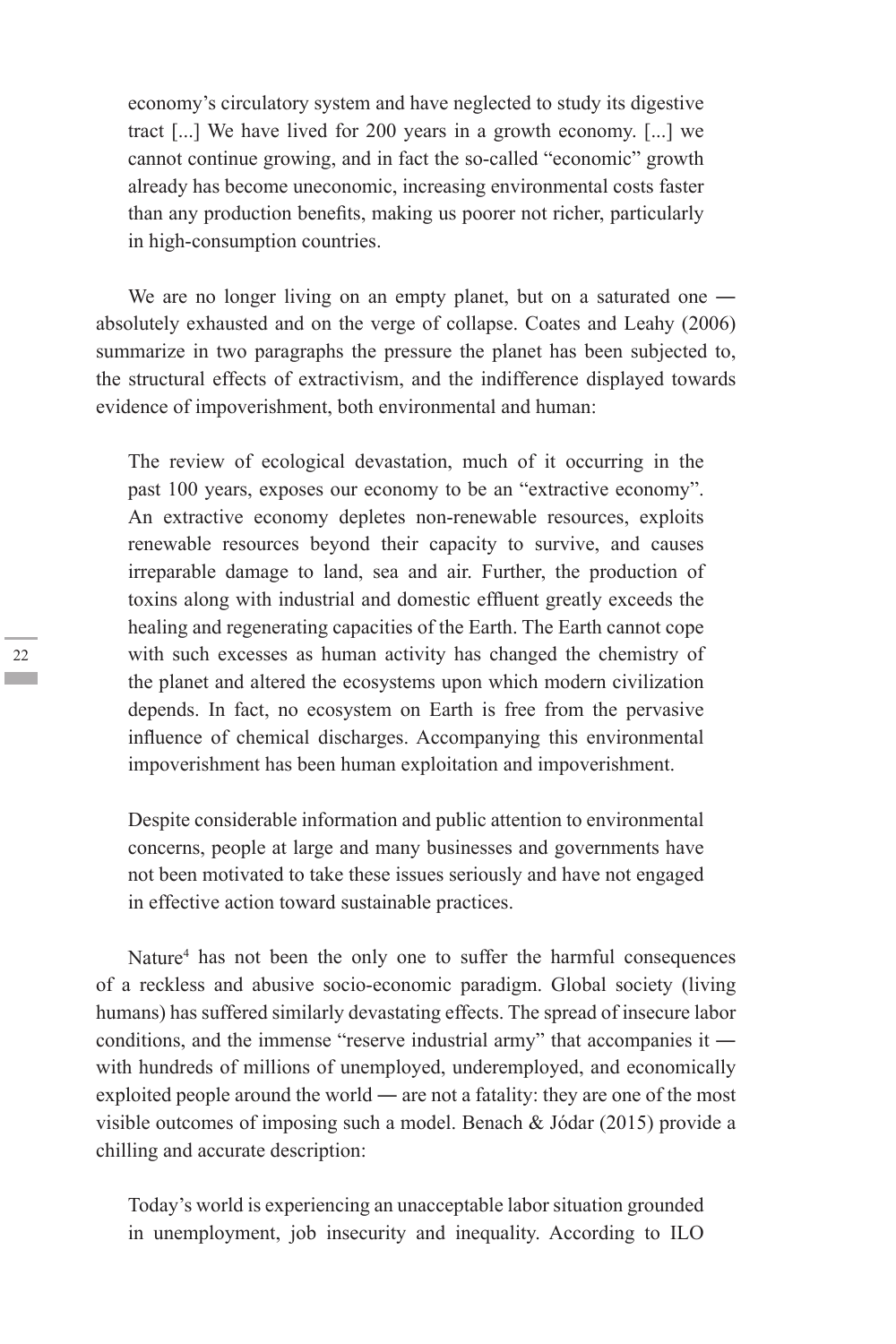> economy's circulatory system and have neglected to study its digestive tract [...] We have lived for 200 years in a growth economy. [...] we cannot continue growing, and in fact the so-called "economic" growth already has become uneconomic, increasing environmental costs faster than any production benefits, making us poorer not richer, particularly in high-consumption countries.

We are no longer living on an empty planet, but on a saturated one ― absolutely exhausted and on the verge of collapse. Coates and Leahy (2006) summarize in two paragraphs the pressure the planet has been subjected to, the structural effects of extractivism, and the indifference displayed towards evidence of impoverishment, both environmental and human:

> The review of ecological devastation, much of it occurring in the past 100 years, exposes our economy to be an "extractive economy". An extractive economy depletes non-renewable resources, exploits renewable resources beyond their capacity to survive, and causes irreparable damage to land, sea and air. Further, the production of toxins along with industrial and domestic effluent greatly exceeds the healing and regenerating capacities of the Earth. The Earth cannot cope with such excesses as human activity has changed the chemistry of the planet and altered the ecosystems upon which modern civilization depends. In fact, no ecosystem on Earth is free from the pervasive influence of chemical discharges. Accompanying this environmental impoverishment has been human exploitation and impoverishment.
>
> Despite considerable information and public attention to environmental concerns, people at large and many businesses and governments have not been motivated to take these issues seriously and have not engaged in effective action toward sustainable practices.

Nature[4] has not been the only one to suffer the harmful consequences of a reckless and abusive socio-economic paradigm. Global society (living humans) has suffered similarly devastating effects. The spread of insecure labor conditions, and the immense "reserve industrial army" that accompanies it ― with hundreds of millions of unemployed, underemployed, and economically exploited people around the world ― are not a fatality: they are one of the most visible outcomes of imposing such a model. Benach & Jódar (2015) provide a chilling and accurate description:

> Today's world is experiencing an unacceptable labor situation grounded in unemployment, job insecurity and inequality. According to ILO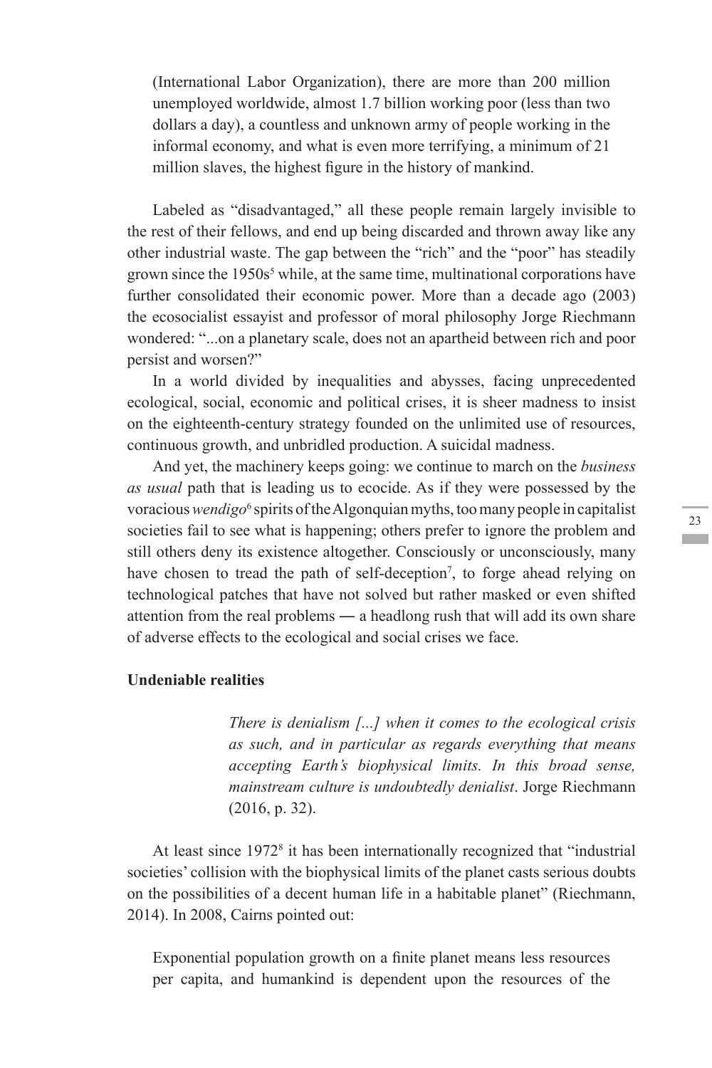(International Labor Organization), there are more than 200 million unemployed worldwide, almost 1.7 billion working poor (less than two dollars a day), a countless and unknown army of people working in the informal economy, and what is even more terrifying, a minimum of 21 million slaves, the highest figure in the history of mankind.

Labeled as "disadvantaged," all these people remain largely invisible to the rest of their fellows, and end up being discarded and thrown away like any other industrial waste. The gap between the "rich" and the "poor" has steadily grown since the 1950s[5] while, at the same time, multinational corporations have further consolidated their economic power. More than a decade ago (2003) the ecosocialist essayist and professor of moral philosophy Jorge Riechmann wondered: "...on a planetary scale, does not an apartheid between rich and poor persist and worsen?"

In a world divided by inequalities and abysses, facing unprecedented ecological, social, economic and political crises, it is sheer madness to insist on the eighteenth-century strategy founded on the unlimited use of resources, continuous growth, and unbridled production. A suicidal madness.

And yet, the machinery keeps going: we continue to march on the *business as usual* path that is leading us to ecocide. As if they were possessed by the voracious *wendigo*[6] spirits of the Algonquian myths, too many people in capitalist societies fail to see what is happening; others prefer to ignore the problem and still others deny its existence altogether. Consciously or unconsciously, many have chosen to tread the path of self-deception[7], to forge ahead relying on technological patches that have not solved but rather masked or even shifted attention from the real problems ― a headlong rush that will add its own share of adverse effects to the ecological and social crises we face.

**Undeniable realities**

> *There is denialism [...] when it comes to the ecological crisis as such, and in particular as regards everything that means accepting Earth's biophysical limits. In this broad sense, mainstream culture is undoubtedly denialist*. Jorge Riechmann (2016, p. 32).

At least since 1972[8] it has been internationally recognized that "industrial societies' collision with the biophysical limits of the planet casts serious doubts on the possibilities of a decent human life in a habitable planet" (Riechmann, 2014). In 2008, Cairns pointed out:

> Exponential population growth on a finite planet means less resources per capita, and humankind is dependent upon the resources of the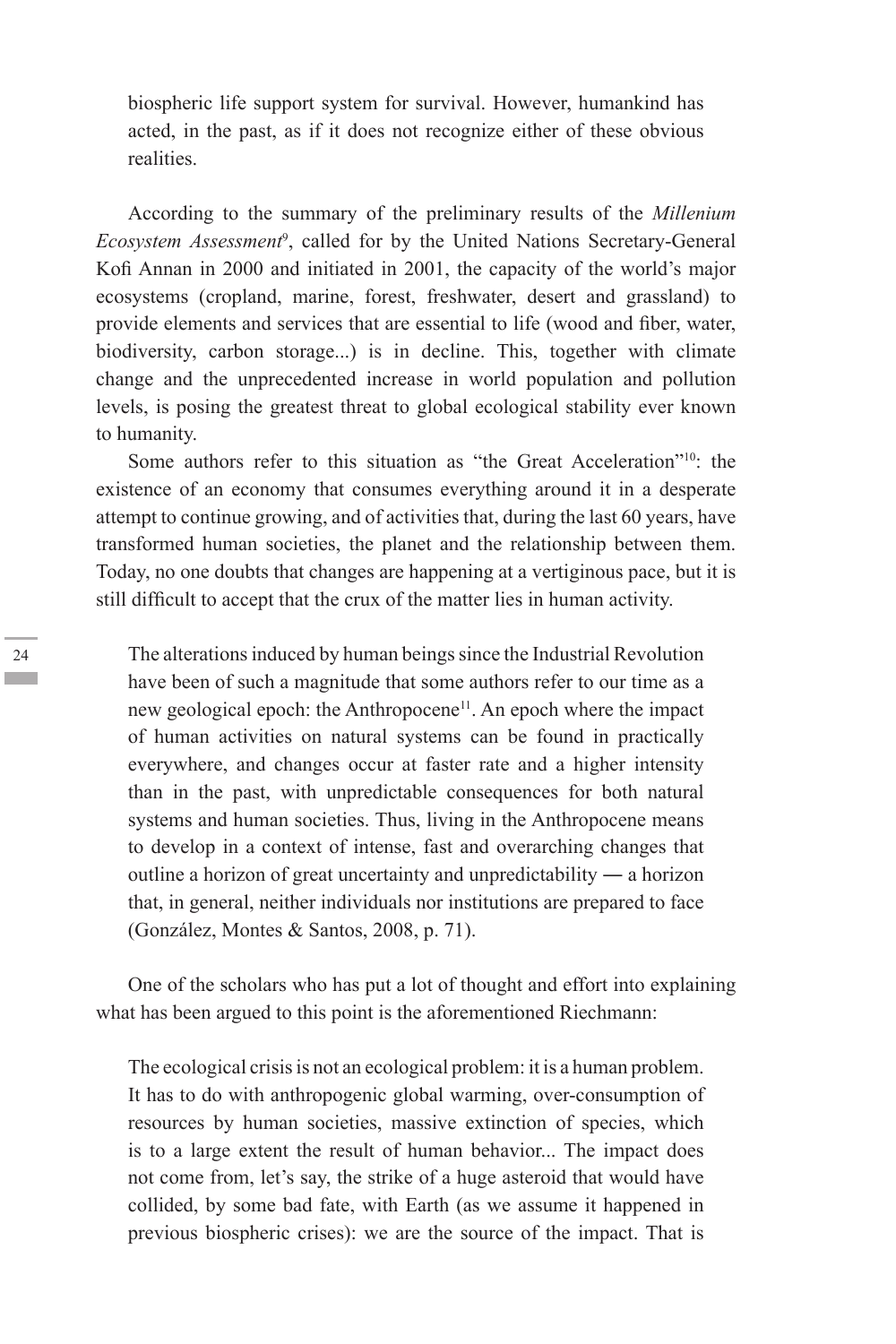biospheric life support system for survival. However, humankind has acted, in the past, as if it does not recognize either of these obvious realities.

According to the summary of the preliminary results of the *Millenium Ecosystem Assessment*[9], called for by the United Nations Secretary-General Kofi Annan in 2000 and initiated in 2001, the capacity of the world's major ecosystems (cropland, marine, forest, freshwater, desert and grassland) to provide elements and services that are essential to life (wood and fiber, water, biodiversity, carbon storage...) is in decline. This, together with climate change and the unprecedented increase in world population and pollution levels, is posing the greatest threat to global ecological stability ever known to humanity.

Some authors refer to this situation as "the Great Acceleration"[10]: the existence of an economy that consumes everything around it in a desperate attempt to continue growing, and of activities that, during the last 60 years, have transformed human societies, the planet and the relationship between them. Today, no one doubts that changes are happening at a vertiginous pace, but it is still difficult to accept that the crux of the matter lies in human activity.

> The alterations induced by human beings since the Industrial Revolution have been of such a magnitude that some authors refer to our time as a new geological epoch: the Anthropocene[11]. An epoch where the impact of human activities on natural systems can be found in practically everywhere, and changes occur at faster rate and a higher intensity than in the past, with unpredictable consequences for both natural systems and human societies. Thus, living in the Anthropocene means to develop in a context of intense, fast and overarching changes that outline a horizon of great uncertainty and unpredictability ― a horizon that, in general, neither individuals nor institutions are prepared to face (González, Montes & Santos, 2008, p. 71).

One of the scholars who has put a lot of thought and effort into explaining what has been argued to this point is the aforementioned Riechmann:

> The ecological crisis is not an ecological problem: it is a human problem. It has to do with anthropogenic global warming, over-consumption of resources by human societies, massive extinction of species, which is to a large extent the result of human behavior... The impact does not come from, let's say, the strike of a huge asteroid that would have collided, by some bad fate, with Earth (as we assume it happened in previous biospheric crises): we are the source of the impact. That is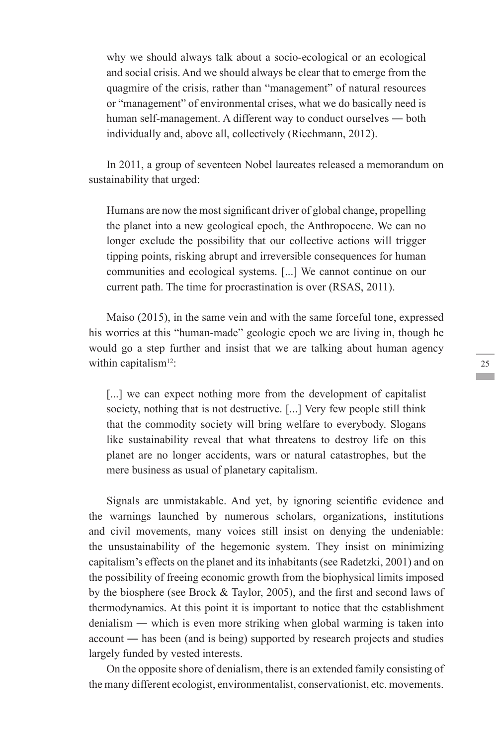> why we should always talk about a socio-ecological or an ecological and social crisis. And we should always be clear that to emerge from the quagmire of the crisis, rather than "management" of natural resources or "management" of environmental crises, what we do basically need is human self-management. A different way to conduct ourselves ― both individually and, above all, collectively (Riechmann, 2012).

In 2011, a group of seventeen Nobel laureates released a memorandum on sustainability that urged:

> Humans are now the most significant driver of global change, propelling the planet into a new geological epoch, the Anthropocene. We can no longer exclude the possibility that our collective actions will trigger tipping points, risking abrupt and irreversible consequences for human communities and ecological systems. [...] We cannot continue on our current path. The time for procrastination is over (RSAS, 2011).

Maiso (2015), in the same vein and with the same forceful tone, expressed his worries at this "human-made" geologic epoch we are living in, though he would go a step further and insist that we are talking about human agency within capitalism[12]:

> [...] we can expect nothing more from the development of capitalist society, nothing that is not destructive. [...] Very few people still think that the commodity society will bring welfare to everybody. Slogans like sustainability reveal that what threatens to destroy life on this planet are no longer accidents, wars or natural catastrophes, but the mere business as usual of planetary capitalism.

Signals are unmistakable. And yet, by ignoring scientific evidence and the warnings launched by numerous scholars, organizations, institutions and civil movements, many voices still insist on denying the undeniable: the unsustainability of the hegemonic system. They insist on minimizing capitalism's effects on the planet and its inhabitants (see Radetzki, 2001) and on the possibility of freeing economic growth from the biophysical limits imposed by the biosphere (see Brock & Taylor, 2005), and the first and second laws of thermodynamics. At this point it is important to notice that the establishment denialism ― which is even more striking when global warming is taken into account ― has been (and is being) supported by research projects and studies largely funded by vested interests.

On the opposite shore of denialism, there is an extended family consisting of the many different ecologist, environmentalist, conservationist, etc. movements.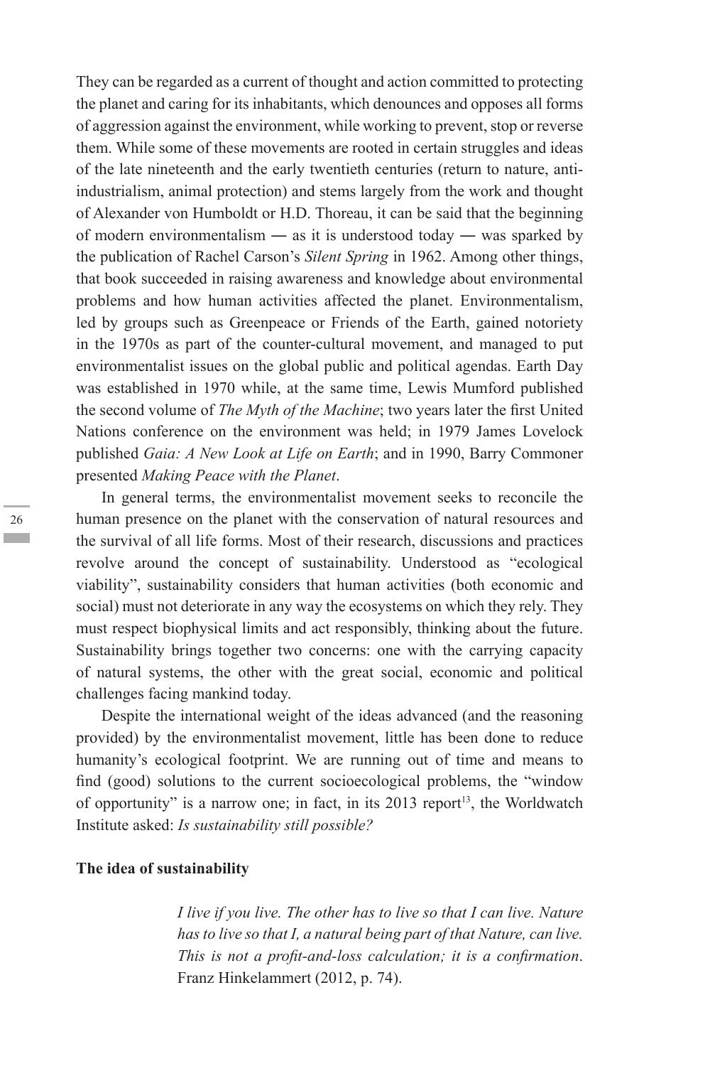They can be regarded as a current of thought and action committed to protecting the planet and caring for its inhabitants, which denounces and opposes all forms of aggression against the environment, while working to prevent, stop or reverse them. While some of these movements are rooted in certain struggles and ideas of the late nineteenth and the early twentieth centuries (return to nature, anti-industrialism, animal protection) and stems largely from the work and thought of Alexander von Humboldt or H.D. Thoreau, it can be said that the beginning of modern environmentalism — as it is understood today — was sparked by the publication of Rachel Carson's *Silent Spring* in 1962. Among other things, that book succeeded in raising awareness and knowledge about environmental problems and how human activities affected the planet. Environmentalism, led by groups such as Greenpeace or Friends of the Earth, gained notoriety in the 1970s as part of the counter-cultural movement, and managed to put environmentalist issues on the global public and political agendas. Earth Day was established in 1970 while, at the same time, Lewis Mumford published the second volume of *The Myth of the Machine*; two years later the first United Nations conference on the environment was held; in 1979 James Lovelock published *Gaia: A New Look at Life on Earth*; and in 1990, Barry Commoner presented *Making Peace with the Planet*.

In general terms, the environmentalist movement seeks to reconcile the human presence on the planet with the conservation of natural resources and the survival of all life forms. Most of their research, discussions and practices revolve around the concept of sustainability. Understood as "ecological viability", sustainability considers that human activities (both economic and social) must not deteriorate in any way the ecosystems on which they rely. They must respect biophysical limits and act responsibly, thinking about the future. Sustainability brings together two concerns: one with the carrying capacity of natural systems, the other with the great social, economic and political challenges facing mankind today.

Despite the international weight of the ideas advanced (and the reasoning provided) by the environmentalist movement, little has been done to reduce humanity's ecological footprint. We are running out of time and means to find (good) solutions to the current socioecological problems, the "window of opportunity" is a narrow one; in fact, in its 2013 report[13], the Worldwatch Institute asked: *Is sustainability still possible?*

## The idea of sustainability

> *I live if you live. The other has to live so that I can live. Nature has to live so that I, a natural being part of that Nature, can live. This is not a profit-and-loss calculation; it is a confirmation*.
> Franz Hinkelammert (2012, p. 74).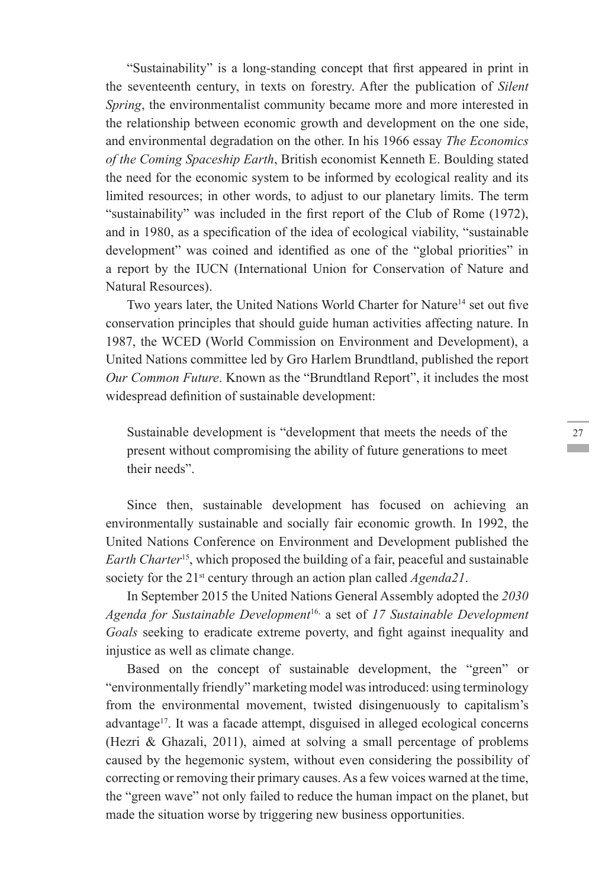"Sustainability" is a long-standing concept that first appeared in print in the seventeenth century, in texts on forestry. After the publication of *Silent Spring*, the environmentalist community became more and more interested in the relationship between economic growth and development on the one side, and environmental degradation on the other. In his 1966 essay *The Economics of the Coming Spaceship Earth*, British economist Kenneth E. Boulding stated the need for the economic system to be informed by ecological reality and its limited resources; in other words, to adjust to our planetary limits. The term "sustainability" was included in the first report of the Club of Rome (1972), and in 1980, as a specification of the idea of ecological viability, "sustainable development" was coined and identified as one of the "global priorities" in a report by the IUCN (International Union for Conservation of Nature and Natural Resources).

Two years later, the United Nations World Charter for Nature[14] set out five conservation principles that should guide human activities affecting nature. In 1987, the WCED (World Commission on Environment and Development), a United Nations committee led by Gro Harlem Brundtland, published the report *Our Common Future*. Known as the "Brundtland Report", it includes the most widespread definition of sustainable development:

> Sustainable development is "development that meets the needs of the present without compromising the ability of future generations to meet their needs".

Since then, sustainable development has focused on achieving an environmentally sustainable and socially fair economic growth. In 1992, the United Nations Conference on Environment and Development published the *Earth Charter*[15], which proposed the building of a fair, peaceful and sustainable society for the 21st century through an action plan called *Agenda21*.

In September 2015 the United Nations General Assembly adopted the *2030 Agenda for Sustainable Development*[16], a set of *17 Sustainable Development Goals* seeking to eradicate extreme poverty, and fight against inequality and injustice as well as climate change.

Based on the concept of sustainable development, the "green" or "environmentally friendly" marketing model was introduced: using terminology from the environmental movement, twisted disingenuously to capitalism's advantage[17]. It was a facade attempt, disguised in alleged ecological concerns (Hezri & Ghazali, 2011), aimed at solving a small percentage of problems caused by the hegemonic system, without even considering the possibility of correcting or removing their primary causes. As a few voices warned at the time, the "green wave" not only failed to reduce the human impact on the planet, but made the situation worse by triggering new business opportunities.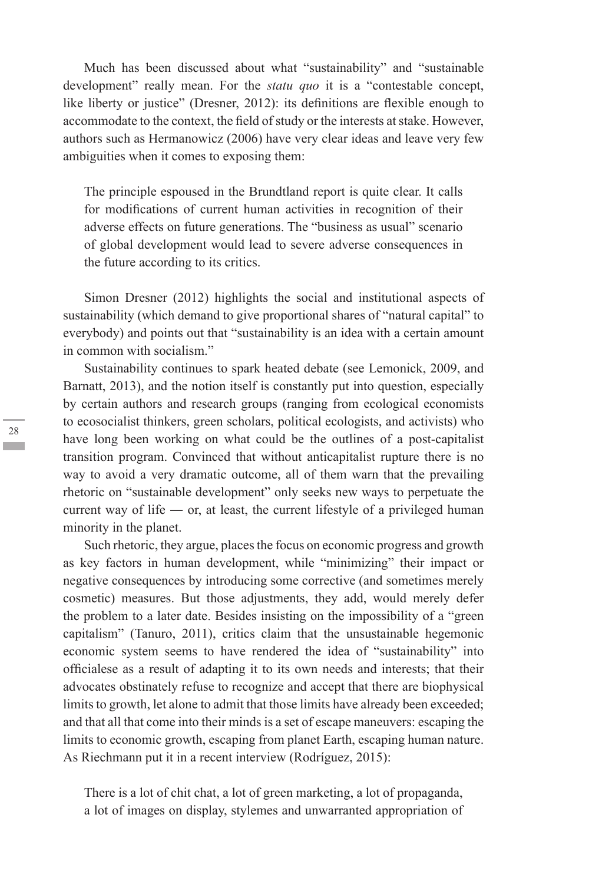Much has been discussed about what "sustainability" and "sustainable development" really mean. For the *statu quo* it is a "contestable concept, like liberty or justice" (Dresner, 2012): its definitions are flexible enough to accommodate to the context, the field of study or the interests at stake. However, authors such as Hermanowicz (2006) have very clear ideas and leave very few ambiguities when it comes to exposing them:

> The principle espoused in the Brundtland report is quite clear. It calls for modifications of current human activities in recognition of their adverse effects on future generations. The "business as usual" scenario of global development would lead to severe adverse consequences in the future according to its critics.

Simon Dresner (2012) highlights the social and institutional aspects of sustainability (which demand to give proportional shares of "natural capital" to everybody) and points out that "sustainability is an idea with a certain amount in common with socialism."

Sustainability continues to spark heated debate (see Lemonick, 2009, and Barnatt, 2013), and the notion itself is constantly put into question, especially by certain authors and research groups (ranging from ecological economists to ecosocialist thinkers, green scholars, political ecologists, and activists) who have long been working on what could be the outlines of a post-capitalist transition program. Convinced that without anticapitalist rupture there is no way to avoid a very dramatic outcome, all of them warn that the prevailing rhetoric on "sustainable development" only seeks new ways to perpetuate the current way of life — or, at least, the current lifestyle of a privileged human minority in the planet.

Such rhetoric, they argue, places the focus on economic progress and growth as key factors in human development, while "minimizing" their impact or negative consequences by introducing some corrective (and sometimes merely cosmetic) measures. But those adjustments, they add, would merely defer the problem to a later date. Besides insisting on the impossibility of a "green capitalism" (Tanuro, 2011), critics claim that the unsustainable hegemonic economic system seems to have rendered the idea of "sustainability" into officialese as a result of adapting it to its own needs and interests; that their advocates obstinately refuse to recognize and accept that there are biophysical limits to growth, let alone to admit that those limits have already been exceeded; and that all that come into their minds is a set of escape maneuvers: escaping the limits to economic growth, escaping from planet Earth, escaping human nature. As Riechmann put it in a recent interview (Rodríguez, 2015):

> There is a lot of chit chat, a lot of green marketing, a lot of propaganda, a lot of images on display, stylemes and unwarranted appropriation of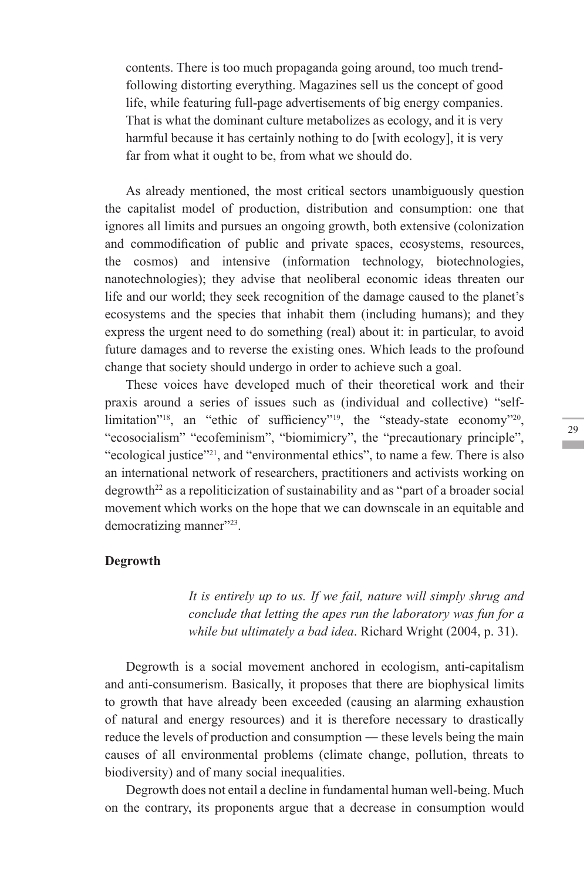> contents. There is too much propaganda going around, too much trend-following distorting everything. Magazines sell us the concept of good life, while featuring full-page advertisements of big energy companies. That is what the dominant culture metabolizes as ecology, and it is very harmful because it has certainly nothing to do [with ecology], it is very far from what it ought to be, from what we should do.

As already mentioned, the most critical sectors unambiguously question the capitalist model of production, distribution and consumption: one that ignores all limits and pursues an ongoing growth, both extensive (colonization and commodification of public and private spaces, ecosystems, resources, the cosmos) and intensive (information technology, biotechnologies, nanotechnologies); they advise that neoliberal economic ideas threaten our life and our world; they seek recognition of the damage caused to the planet's ecosystems and the species that inhabit them (including humans); and they express the urgent need to do something (real) about it: in particular, to avoid future damages and to reverse the existing ones. Which leads to the profound change that society should undergo in order to achieve such a goal.

These voices have developed much of their theoretical work and their praxis around a series of issues such as (individual and collective) "self-limitation"[18], an "ethic of sufficiency"[19], the "steady-state economy"[20], "ecosocialism" "ecofeminism", "biomimicry", the "precautionary principle", "ecological justice"[21], and "environmental ethics", to name a few. There is also an international network of researchers, practitioners and activists working on degrowth[22] as a repoliticization of sustainability and as "part of a broader social movement which works on the hope that we can downscale in an equitable and democratizing manner"[23].

## Degrowth

> *It is entirely up to us. If we fail, nature will simply shrug and conclude that letting the apes run the laboratory was fun for a while but ultimately a bad idea*. Richard Wright (2004, p. 31).

Degrowth is a social movement anchored in ecologism, anti-capitalism and anti-consumerism. Basically, it proposes that there are biophysical limits to growth that have already been exceeded (causing an alarming exhaustion of natural and energy resources) and it is therefore necessary to drastically reduce the levels of production and consumption ― these levels being the main causes of all environmental problems (climate change, pollution, threats to biodiversity) and of many social inequalities.

Degrowth does not entail a decline in fundamental human well-being. Much on the contrary, its proponents argue that a decrease in consumption would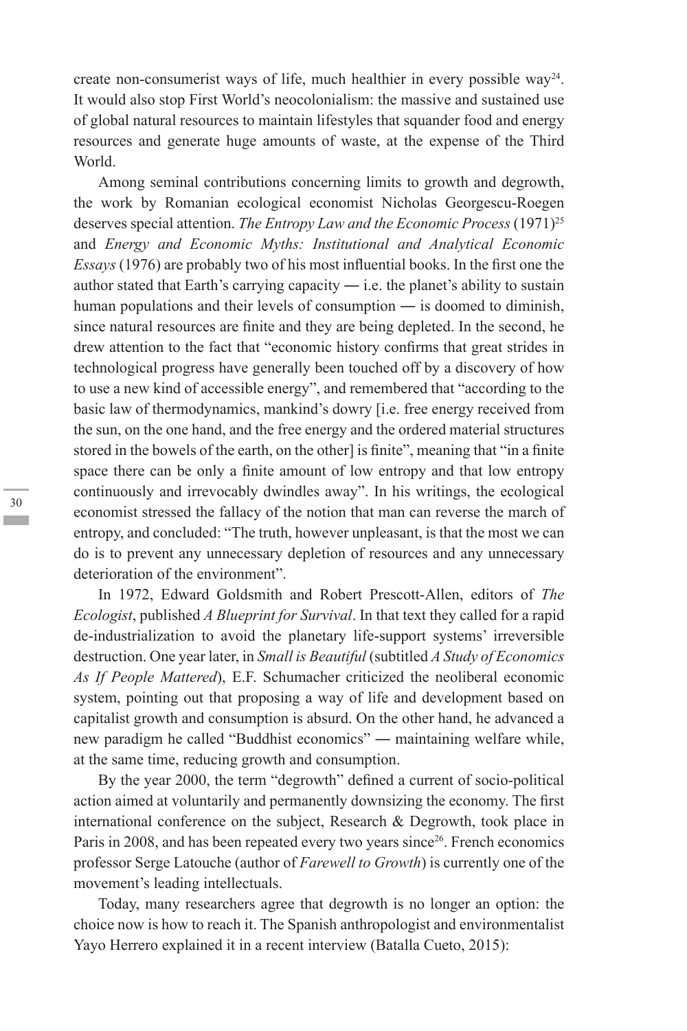create non-consumerist ways of life, much healthier in every possible way[24]. It would also stop First World's neocolonialism: the massive and sustained use of global natural resources to maintain lifestyles that squander food and energy resources and generate huge amounts of waste, at the expense of the Third World.

Among seminal contributions concerning limits to growth and degrowth, the work by Romanian ecological economist Nicholas Georgescu-Roegen deserves special attention. *The Entropy Law and the Economic Process* (1971)[25] and *Energy and Economic Myths: Institutional and Analytical Economic Essays* (1976) are probably two of his most influential books. In the first one the author stated that Earth's carrying capacity — i.e. the planet's ability to sustain human populations and their levels of consumption — is doomed to diminish, since natural resources are finite and they are being depleted. In the second, he drew attention to the fact that "economic history confirms that great strides in technological progress have generally been touched off by a discovery of how to use a new kind of accessible energy", and remembered that "according to the basic law of thermodynamics, mankind's dowry [i.e. free energy received from the sun, on the one hand, and the free energy and the ordered material structures stored in the bowels of the earth, on the other] is finite", meaning that "in a finite space there can be only a finite amount of low entropy and that low entropy continuously and irrevocably dwindles away". In his writings, the ecological economist stressed the fallacy of the notion that man can reverse the march of entropy, and concluded: "The truth, however unpleasant, is that the most we can do is to prevent any unnecessary depletion of resources and any unnecessary deterioration of the environment".

In 1972, Edward Goldsmith and Robert Prescott-Allen, editors of *The Ecologist*, published *A Blueprint for Survival*. In that text they called for a rapid de-industrialization to avoid the planetary life-support systems' irreversible destruction. One year later, in *Small is Beautiful* (subtitled *A Study of Economics As If People Mattered*), E.F. Schumacher criticized the neoliberal economic system, pointing out that proposing a way of life and development based on capitalist growth and consumption is absurd. On the other hand, he advanced a new paradigm he called "Buddhist economics" — maintaining welfare while, at the same time, reducing growth and consumption.

By the year 2000, the term "degrowth" defined a current of socio-political action aimed at voluntarily and permanently downsizing the economy. The first international conference on the subject, Research & Degrowth, took place in Paris in 2008, and has been repeated every two years since[26]. French economics professor Serge Latouche (author of *Farewell to Growth*) is currently one of the movement's leading intellectuals.

Today, many researchers agree that degrowth is no longer an option: the choice now is how to reach it. The Spanish anthropologist and environmentalist Yayo Herrero explained it in a recent interview (Batalla Cueto, 2015):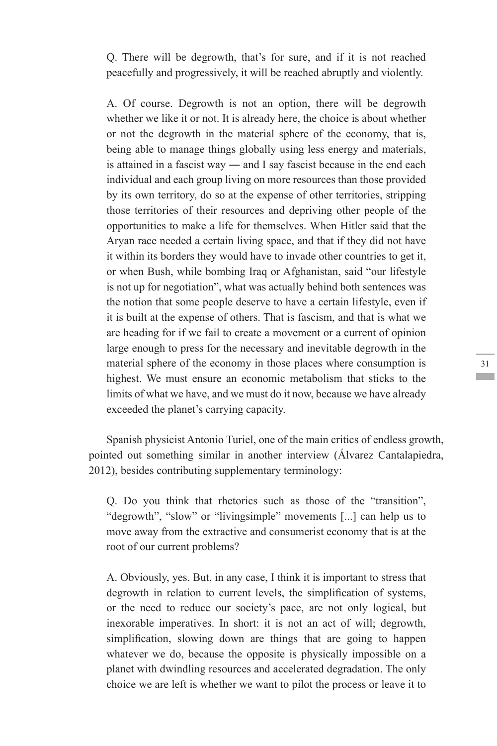> Q. There will be degrowth, that's for sure, and if it is not reached peacefully and progressively, it will be reached abruptly and violently.
>
> A. Of course. Degrowth is not an option, there will be degrowth whether we like it or not. It is already here, the choice is about whether or not the degrowth in the material sphere of the economy, that is, being able to manage things globally using less energy and materials, is attained in a fascist way — and I say fascist because in the end each individual and each group living on more resources than those provided by its own territory, do so at the expense of other territories, stripping those territories of their resources and depriving other people of the opportunities to make a life for themselves. When Hitler said that the Aryan race needed a certain living space, and that if they did not have it within its borders they would have to invade other countries to get it, or when Bush, while bombing Iraq or Afghanistan, said "our lifestyle is not up for negotiation", what was actually behind both sentences was the notion that some people deserve to have a certain lifestyle, even if it is built at the expense of others. That is fascism, and that is what we are heading for if we fail to create a movement or a current of opinion large enough to press for the necessary and inevitable degrowth in the material sphere of the economy in those places where consumption is highest. We must ensure an economic metabolism that sticks to the limits of what we have, and we must do it now, because we have already exceeded the planet's carrying capacity.

Spanish physicist Antonio Turiel, one of the main critics of endless growth, pointed out something similar in another interview (Álvarez Cantalapiedra, 2012), besides contributing supplementary terminology:

> Q. Do you think that rhetorics such as those of the "transition", "degrowth", "slow" or "livingsimple" movements [...] can help us to move away from the extractive and consumerist economy that is at the root of our current problems?
>
> A. Obviously, yes. But, in any case, I think it is important to stress that degrowth in relation to current levels, the simplification of systems, or the need to reduce our society's pace, are not only logical, but inexorable imperatives. In short: it is not an act of will; degrowth, simplification, slowing down are things that are going to happen whatever we do, because the opposite is physically impossible on a planet with dwindling resources and accelerated degradation. The only choice we are left is whether we want to pilot the process or leave it to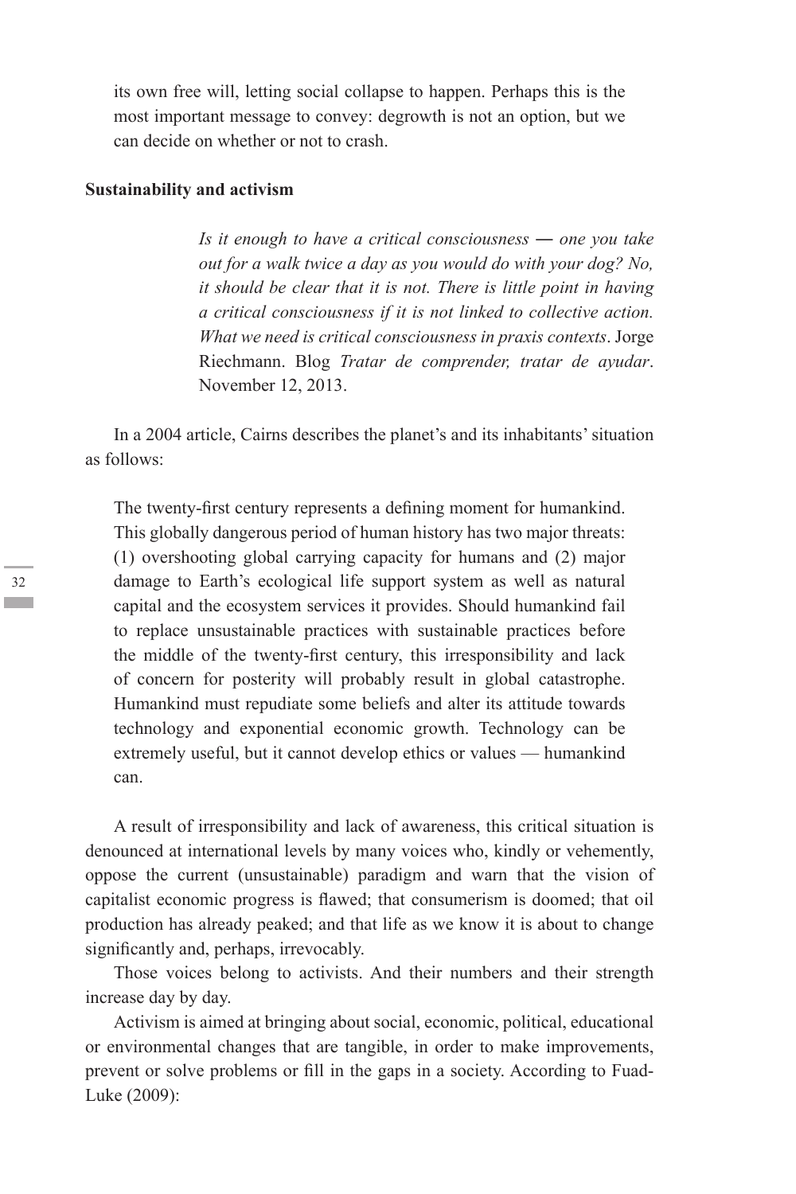its own free will, letting social collapse to happen. Perhaps this is the most important message to convey: degrowth is not an option, but we can decide on whether or not to crash.

## Sustainability and activism

> *Is it enough to have a critical consciousness — one you take out for a walk twice a day as you would do with your dog? No, it should be clear that it is not. There is little point in having a critical consciousness if it is not linked to collective action. What we need is critical consciousness in praxis contexts*. Jorge Riechmann. Blog *Tratar de comprender, tratar de ayudar*. November 12, 2013.

In a 2004 article, Cairns describes the planet's and its inhabitants' situation as follows:

> The twenty-first century represents a defining moment for humankind. This globally dangerous period of human history has two major threats: (1) overshooting global carrying capacity for humans and (2) major damage to Earth's ecological life support system as well as natural capital and the ecosystem services it provides. Should humankind fail to replace unsustainable practices with sustainable practices before the middle of the twenty-first century, this irresponsibility and lack of concern for posterity will probably result in global catastrophe. Humankind must repudiate some beliefs and alter its attitude towards technology and exponential economic growth. Technology can be extremely useful, but it cannot develop ethics or values — humankind can.

A result of irresponsibility and lack of awareness, this critical situation is denounced at international levels by many voices who, kindly or vehemently, oppose the current (unsustainable) paradigm and warn that the vision of capitalist economic progress is flawed; that consumerism is doomed; that oil production has already peaked; and that life as we know it is about to change significantly and, perhaps, irrevocably.

Those voices belong to activists. And their numbers and their strength increase day by day.

Activism is aimed at bringing about social, economic, political, educational or environmental changes that are tangible, in order to make improvements, prevent or solve problems or fill in the gaps in a society. According to Fuad-Luke (2009):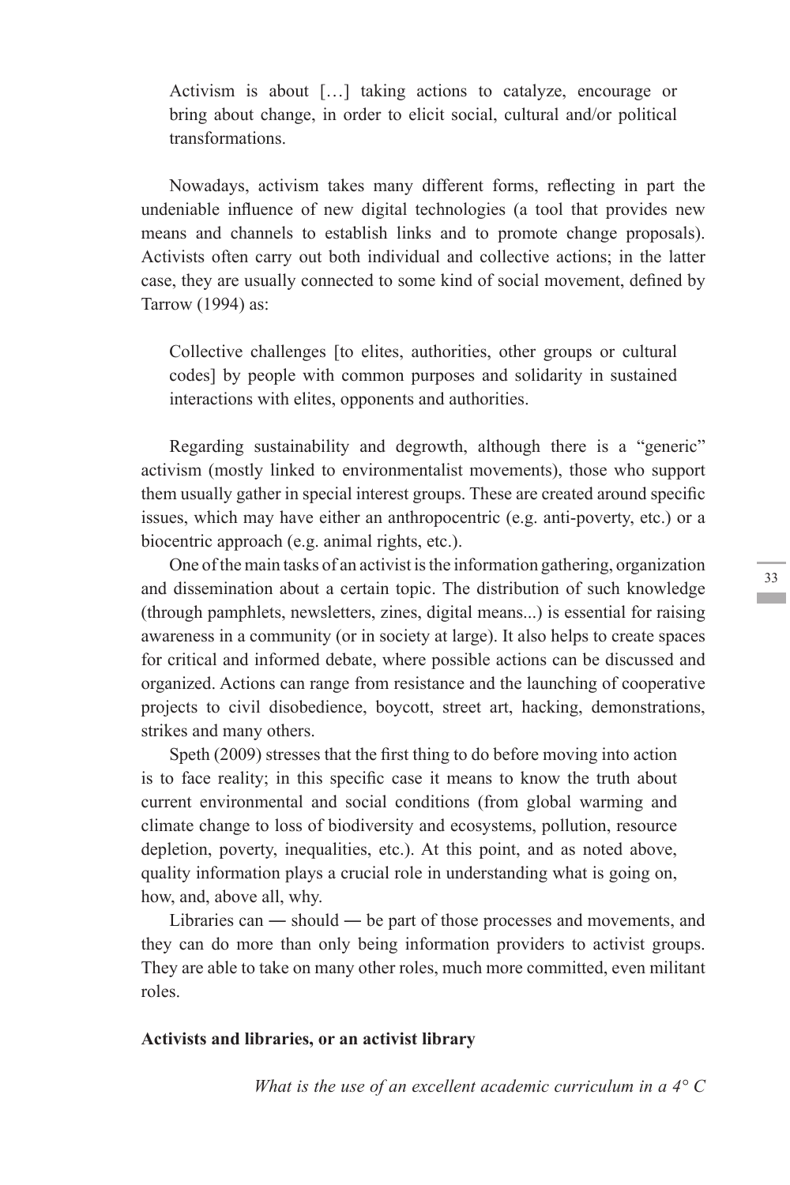> Activism is about […] taking actions to catalyze, encourage or bring about change, in order to elicit social, cultural and/or political transformations.

Nowadays, activism takes many different forms, reflecting in part the undeniable influence of new digital technologies (a tool that provides new means and channels to establish links and to promote change proposals). Activists often carry out both individual and collective actions; in the latter case, they are usually connected to some kind of social movement, defined by Tarrow (1994) as:

> Collective challenges [to elites, authorities, other groups or cultural codes] by people with common purposes and solidarity in sustained interactions with elites, opponents and authorities.

Regarding sustainability and degrowth, although there is a "generic" activism (mostly linked to environmentalist movements), those who support them usually gather in special interest groups. These are created around specific issues, which may have either an anthropocentric (e.g. anti-poverty, etc.) or a biocentric approach (e.g. animal rights, etc.).

One of the main tasks of an activist is the information gathering, organization and dissemination about a certain topic. The distribution of such knowledge (through pamphlets, newsletters, zines, digital means...) is essential for raising awareness in a community (or in society at large). It also helps to create spaces for critical and informed debate, where possible actions can be discussed and organized. Actions can range from resistance and the launching of cooperative projects to civil disobedience, boycott, street art, hacking, demonstrations, strikes and many others.

Speth (2009) stresses that the first thing to do before moving into action is to face reality; in this specific case it means to know the truth about current environmental and social conditions (from global warming and climate change to loss of biodiversity and ecosystems, pollution, resource depletion, poverty, inequalities, etc.). At this point, and as noted above, quality information plays a crucial role in understanding what is going on, how, and, above all, why.

Libraries can ― should ― be part of those processes and movements, and they can do more than only being information providers to activist groups. They are able to take on many other roles, much more committed, even militant roles.

**Activists and libraries, or an activist library**

*What is the use of an excellent academic curriculum in a 4° C*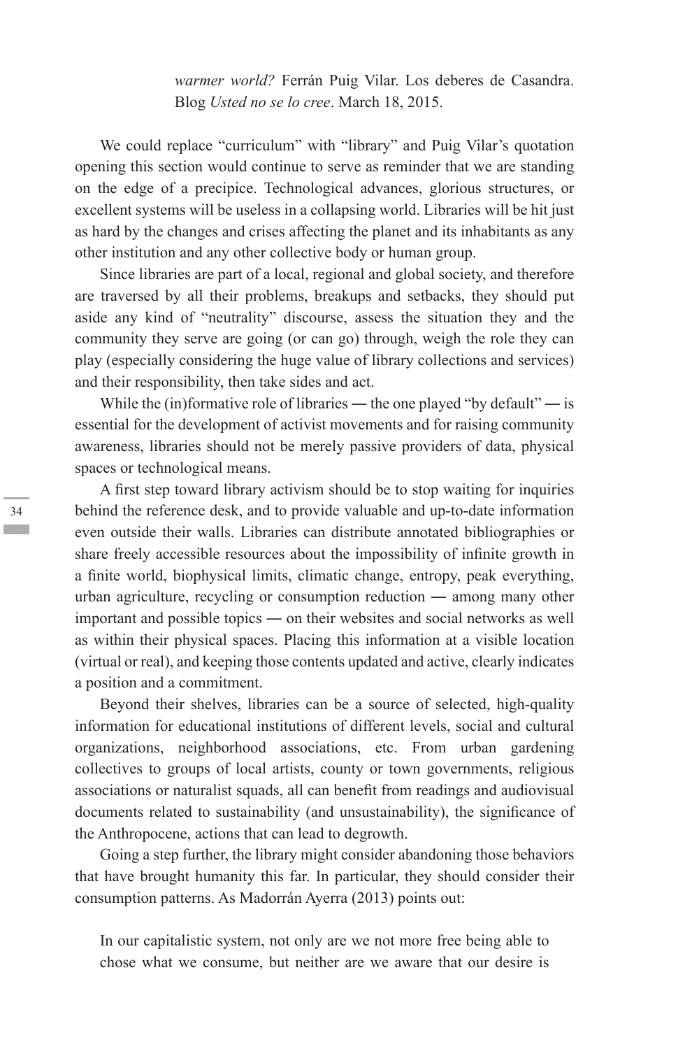*warmer world?* Ferrán Puig Vilar. Los deberes de Casandra. Blog *Usted no se lo cree*. March 18, 2015.

We could replace "curriculum" with "library" and Puig Vilar's quotation opening this section would continue to serve as reminder that we are standing on the edge of a precipice. Technological advances, glorious structures, or excellent systems will be useless in a collapsing world. Libraries will be hit just as hard by the changes and crises affecting the planet and its inhabitants as any other institution and any other collective body or human group.

Since libraries are part of a local, regional and global society, and therefore are traversed by all their problems, breakups and setbacks, they should put aside any kind of "neutrality" discourse, assess the situation they and the community they serve are going (or can go) through, weigh the role they can play (especially considering the huge value of library collections and services) and their responsibility, then take sides and act.

While the (in)formative role of libraries ― the one played "by default" ― is essential for the development of activist movements and for raising community awareness, libraries should not be merely passive providers of data, physical spaces or technological means.

A first step toward library activism should be to stop waiting for inquiries behind the reference desk, and to provide valuable and up-to-date information even outside their walls. Libraries can distribute annotated bibliographies or share freely accessible resources about the impossibility of infinite growth in a finite world, biophysical limits, climatic change, entropy, peak everything, urban agriculture, recycling or consumption reduction ― among many other important and possible topics ― on their websites and social networks as well as within their physical spaces. Placing this information at a visible location (virtual or real), and keeping those contents updated and active, clearly indicates a position and a commitment.

Beyond their shelves, libraries can be a source of selected, high-quality information for educational institutions of different levels, social and cultural organizations, neighborhood associations, etc. From urban gardening collectives to groups of local artists, county or town governments, religious associations or naturalist squads, all can benefit from readings and audiovisual documents related to sustainability (and unsustainability), the significance of the Anthropocene, actions that can lead to degrowth.

Going a step further, the library might consider abandoning those behaviors that have brought humanity this far. In particular, they should consider their consumption patterns. As Madorrán Ayerra (2013) points out:

> In our capitalistic system, not only are we not more free being able to chose what we consume, but neither are we aware that our desire is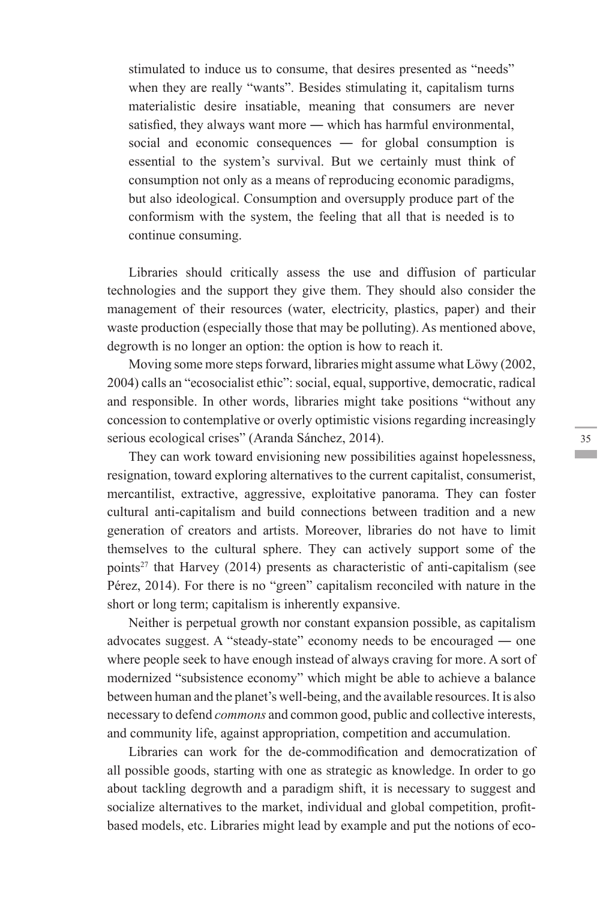> stimulated to induce us to consume, that desires presented as "needs" when they are really "wants". Besides stimulating it, capitalism turns materialistic desire insatiable, meaning that consumers are never satisfied, they always want more — which has harmful environmental, social and economic consequences — for global consumption is essential to the system's survival. But we certainly must think of consumption not only as a means of reproducing economic paradigms, but also ideological. Consumption and oversupply produce part of the conformism with the system, the feeling that all that is needed is to continue consuming.

Libraries should critically assess the use and diffusion of particular technologies and the support they give them. They should also consider the management of their resources (water, electricity, plastics, paper) and their waste production (especially those that may be polluting). As mentioned above, degrowth is no longer an option: the option is how to reach it.

Moving some more steps forward, libraries might assume what Löwy (2002, 2004) calls an "ecosocialist ethic": social, equal, supportive, democratic, radical and responsible. In other words, libraries might take positions "without any concession to contemplative or overly optimistic visions regarding increasingly serious ecological crises" (Aranda Sánchez, 2014).

They can work toward envisioning new possibilities against hopelessness, resignation, toward exploring alternatives to the current capitalist, consumerist, mercantilist, extractive, aggressive, exploitative panorama. They can foster cultural anti-capitalism and build connections between tradition and a new generation of creators and artists. Moreover, libraries do not have to limit themselves to the cultural sphere. They can actively support some of the points[27] that Harvey (2014) presents as characteristic of anti-capitalism (see Pérez, 2014). For there is no "green" capitalism reconciled with nature in the short or long term; capitalism is inherently expansive.

Neither is perpetual growth nor constant expansion possible, as capitalism advocates suggest. A "steady-state" economy needs to be encouraged — one where people seek to have enough instead of always craving for more. A sort of modernized "subsistence economy" which might be able to achieve a balance between human and the planet's well-being, and the available resources. It is also necessary to defend *commons* and common good, public and collective interests, and community life, against appropriation, competition and accumulation.

Libraries can work for the de-commodification and democratization of all possible goods, starting with one as strategic as knowledge. In order to go about tackling degrowth and a paradigm shift, it is necessary to suggest and socialize alternatives to the market, individual and global competition, profit-based models, etc. Libraries might lead by example and put the notions of eco-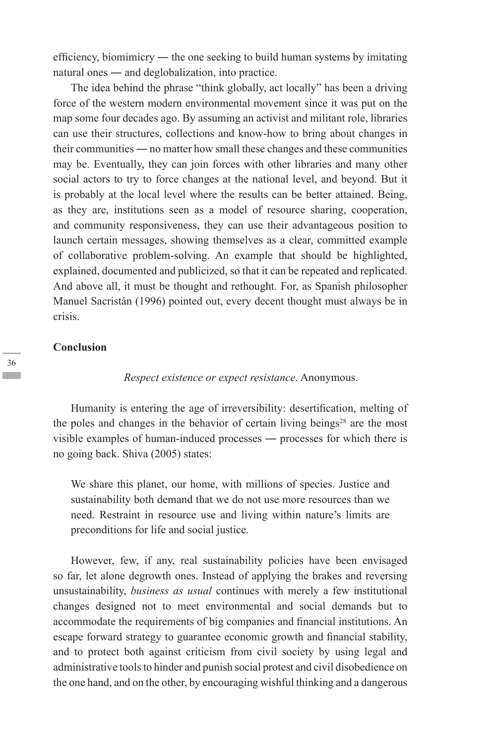efficiency, biomimicry — the one seeking to build human systems by imitating natural ones — and deglobalization, into practice.

The idea behind the phrase "think globally, act locally" has been a driving force of the western modern environmental movement since it was put on the map some four decades ago. By assuming an activist and militant role, libraries can use their structures, collections and know-how to bring about changes in their communities — no matter how small these changes and these communities may be. Eventually, they can join forces with other libraries and many other social actors to try to force changes at the national level, and beyond. But it is probably at the local level where the results can be better attained. Being, as they are, institutions seen as a model of resource sharing, cooperation, and community responsiveness, they can use their advantageous position to launch certain messages, showing themselves as a clear, committed example of collaborative problem-solving. An example that should be highlighted, explained, documented and publicized, so that it can be repeated and replicated. And above all, it must be thought and rethought. For, as Spanish philosopher Manuel Sacristán (1996) pointed out, every decent thought must always be in crisis.

## Conclusion

*Respect existence or expect resistance*. Anonymous.

Humanity is entering the age of irreversibility: desertification, melting of the poles and changes in the behavior of certain living beings[28] are the most visible examples of human-induced processes — processes for which there is no going back. Shiva (2005) states:

> We share this planet, our home, with millions of species. Justice and sustainability both demand that we do not use more resources than we need. Restraint in resource use and living within nature's limits are preconditions for life and social justice.

However, few, if any, real sustainability policies have been envisaged so far, let alone degrowth ones. Instead of applying the brakes and reversing unsustainability, *business as usual* continues with merely a few institutional changes designed not to meet environmental and social demands but to accommodate the requirements of big companies and financial institutions. An escape forward strategy to guarantee economic growth and financial stability, and to protect both against criticism from civil society by using legal and administrative tools to hinder and punish social protest and civil disobedience on the one hand, and on the other, by encouraging wishful thinking and a dangerous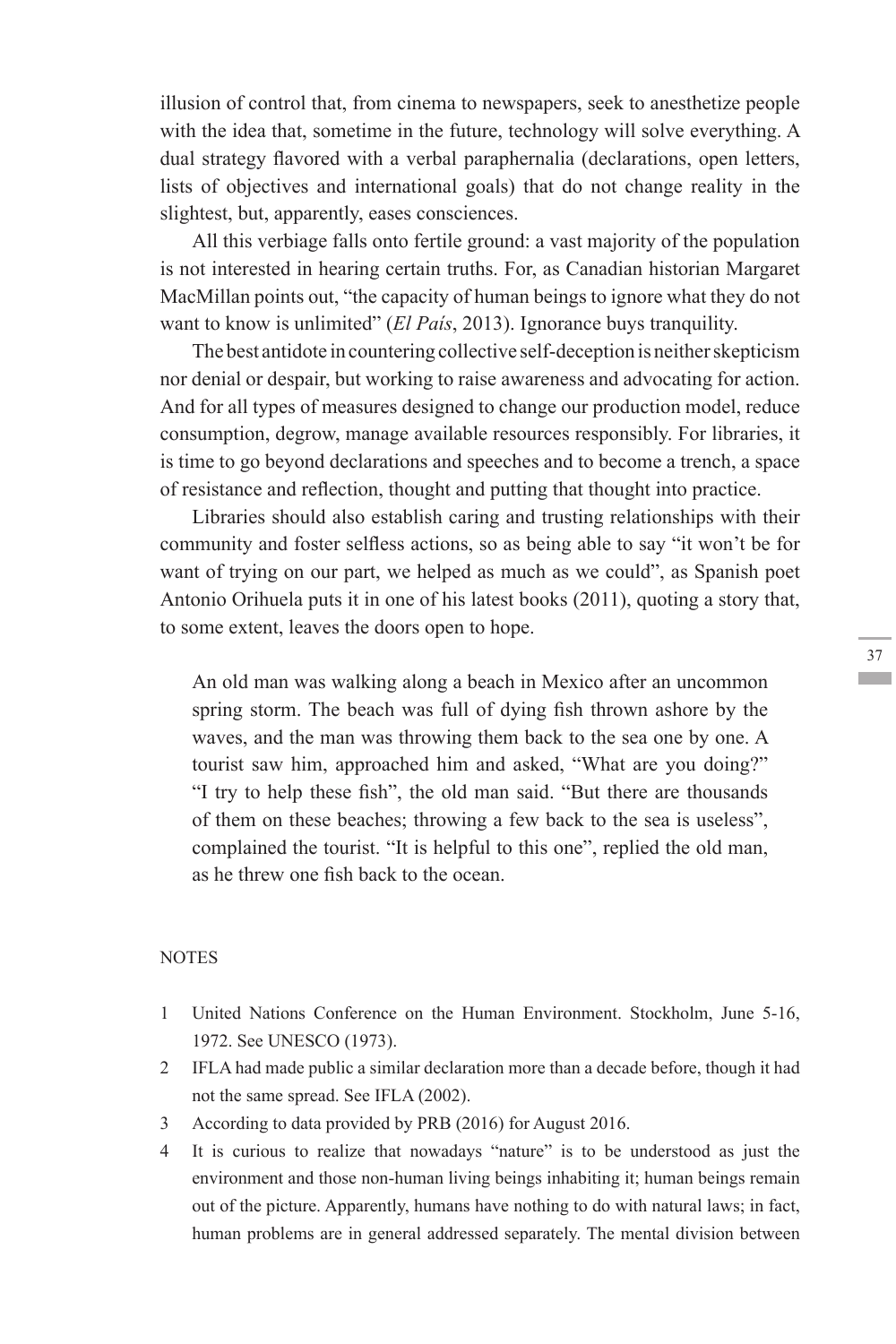illusion of control that, from cinema to newspapers, seek to anesthetize people with the idea that, sometime in the future, technology will solve everything. A dual strategy flavored with a verbal paraphernalia (declarations, open letters, lists of objectives and international goals) that do not change reality in the slightest, but, apparently, eases consciences.

All this verbiage falls onto fertile ground: a vast majority of the population is not interested in hearing certain truths. For, as Canadian historian Margaret MacMillan points out, "the capacity of human beings to ignore what they do not want to know is unlimited" (*El País*, 2013). Ignorance buys tranquility.

The best antidote in countering collective self-deception is neither skepticism nor denial or despair, but working to raise awareness and advocating for action. And for all types of measures designed to change our production model, reduce consumption, degrow, manage available resources responsibly. For libraries, it is time to go beyond declarations and speeches and to become a trench, a space of resistance and reflection, thought and putting that thought into practice.

Libraries should also establish caring and trusting relationships with their community and foster selfless actions, so as being able to say "it won't be for want of trying on our part, we helped as much as we could", as Spanish poet Antonio Orihuela puts it in one of his latest books (2011), quoting a story that, to some extent, leaves the doors open to hope.

> An old man was walking along a beach in Mexico after an uncommon spring storm. The beach was full of dying fish thrown ashore by the waves, and the man was throwing them back to the sea one by one. A tourist saw him, approached him and asked, "What are you doing?" "I try to help these fish", the old man said. "But there are thousands of them on these beaches; throwing a few back to the sea is useless", complained the tourist. "It is helpful to this one", replied the old man, as he threw one fish back to the ocean.

NOTES

1. United Nations Conference on the Human Environment. Stockholm, June 5-16, 1972. See UNESCO (1973).
2. IFLA had made public a similar declaration more than a decade before, though it had not the same spread. See IFLA (2002).
3. According to data provided by PRB (2016) for August 2016.
4. It is curious to realize that nowadays "nature" is to be understood as just the environment and those non-human living beings inhabiting it; human beings remain out of the picture. Apparently, humans have nothing to do with natural laws; in fact, human problems are in general addressed separately. The mental division between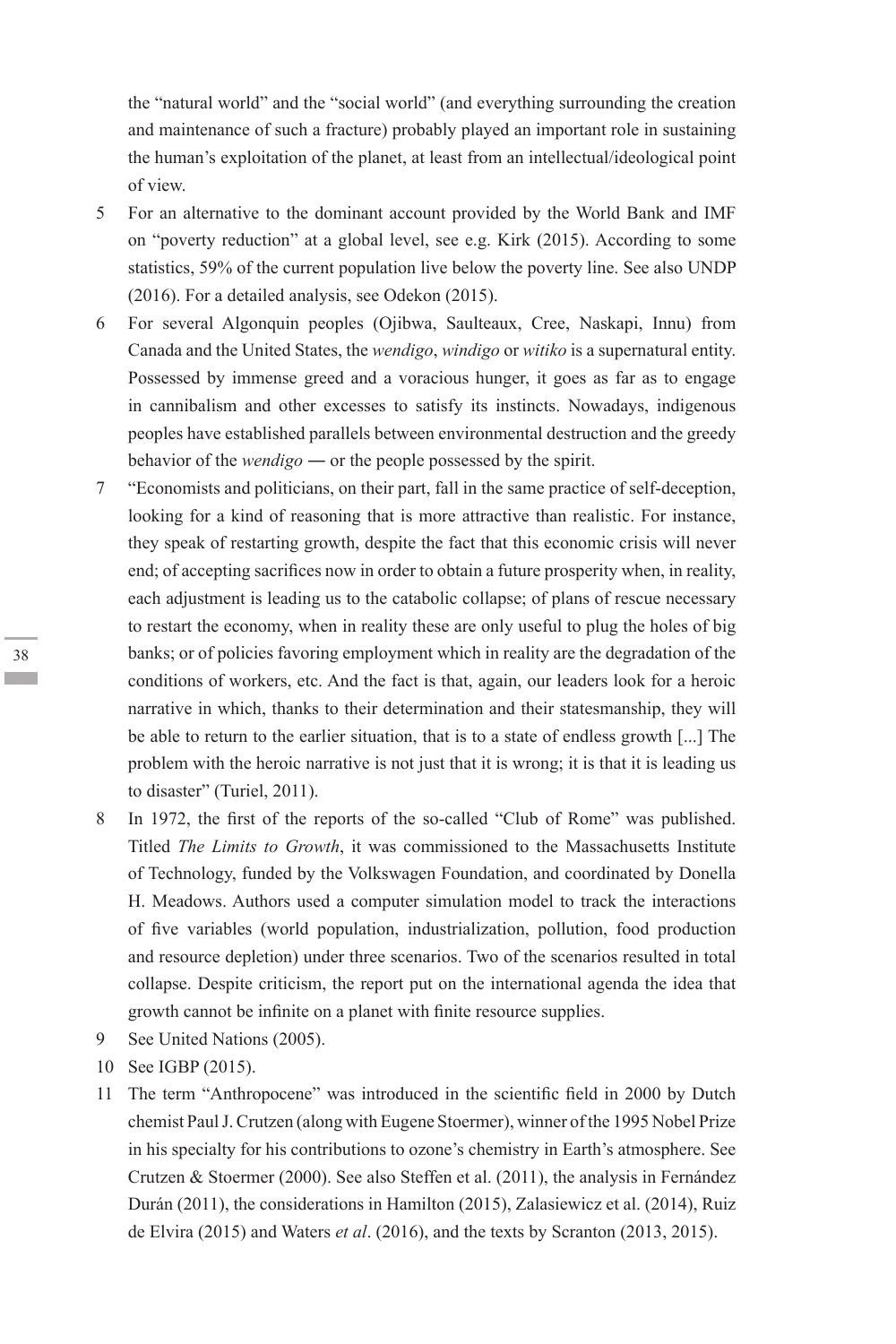the "natural world" and the "social world" (and everything surrounding the creation and maintenance of such a fracture) probably played an important role in sustaining the human's exploitation of the planet, at least from an intellectual/ideological point of view.

5. For an alternative to the dominant account provided by the World Bank and IMF on "poverty reduction" at a global level, see e.g. Kirk (2015). According to some statistics, 59% of the current population live below the poverty line. See also UNDP (2016). For a detailed analysis, see Odekon (2015).
6. For several Algonquin peoples (Ojibwa, Saulteaux, Cree, Naskapi, Innu) from Canada and the United States, the *wendigo*, *windigo* or *witiko* is a supernatural entity. Possessed by immense greed and a voracious hunger, it goes as far as to engage in cannibalism and other excesses to satisfy its instincts. Nowadays, indigenous peoples have established parallels between environmental destruction and the greedy behavior of the *wendigo* — or the people possessed by the spirit.
7. "Economists and politicians, on their part, fall in the same practice of self-deception, looking for a kind of reasoning that is more attractive than realistic. For instance, they speak of restarting growth, despite the fact that this economic crisis will never end; of accepting sacrifices now in order to obtain a future prosperity when, in reality, each adjustment is leading us to the catabolic collapse; of plans of rescue necessary to restart the economy, when in reality these are only useful to plug the holes of big banks; or of policies favoring employment which in reality are the degradation of the conditions of workers, etc. And the fact is that, again, our leaders look for a heroic narrative in which, thanks to their determination and their statesmanship, they will be able to return to the earlier situation, that is to a state of endless growth [...] The problem with the heroic narrative is not just that it is wrong; it is that it is leading us to disaster" (Turiel, 2011).
8. In 1972, the first of the reports of the so-called "Club of Rome" was published. Titled *The Limits to Growth*, it was commissioned to the Massachusetts Institute of Technology, funded by the Volkswagen Foundation, and coordinated by Donella H. Meadows. Authors used a computer simulation model to track the interactions of five variables (world population, industrialization, pollution, food production and resource depletion) under three scenarios. Two of the scenarios resulted in total collapse. Despite criticism, the report put on the international agenda the idea that growth cannot be infinite on a planet with finite resource supplies.
9. See United Nations (2005).
10. See IGBP (2015).
11. The term "Anthropocene" was introduced in the scientific field in 2000 by Dutch chemist Paul J. Crutzen (along with Eugene Stoermer), winner of the 1995 Nobel Prize in his specialty for his contributions to ozone's chemistry in Earth's atmosphere. See Crutzen & Stoermer (2000). See also Steffen et al. (2011), the analysis in Fernández Durán (2011), the considerations in Hamilton (2015), Zalasiewicz et al. (2014), Ruiz de Elvira (2015) and Waters *et al*. (2016), and the texts by Scranton (2013, 2015).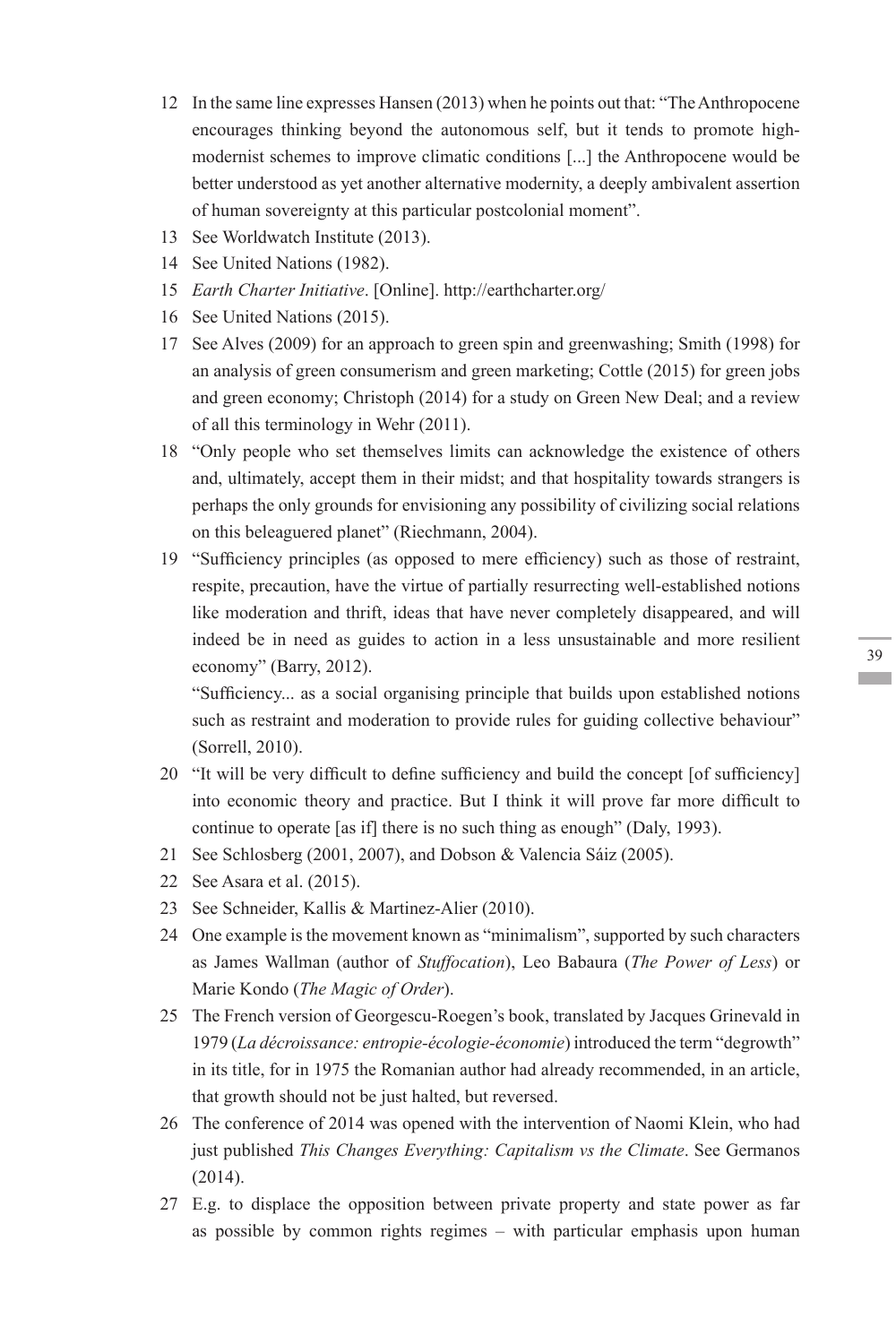12 In the same line expresses Hansen (2013) when he points out that: "The Anthropocene encourages thinking beyond the autonomous self, but it tends to promote high-modernist schemes to improve climatic conditions [...] the Anthropocene would be better understood as yet another alternative modernity, a deeply ambivalent assertion of human sovereignty at this particular postcolonial moment".

13 See Worldwatch Institute (2013).

14 See United Nations (1982).

15 *Earth Charter Initiative*. [Online]. http://earthcharter.org/

16 See United Nations (2015).

17 See Alves (2009) for an approach to green spin and greenwashing; Smith (1998) for an analysis of green consumerism and green marketing; Cottle (2015) for green jobs and green economy; Christoph (2014) for a study on Green New Deal; and a review of all this terminology in Wehr (2011).

18 "Only people who set themselves limits can acknowledge the existence of others and, ultimately, accept them in their midst; and that hospitality towards strangers is perhaps the only grounds for envisioning any possibility of civilizing social relations on this beleaguered planet" (Riechmann, 2004).

19 "Sufficiency principles (as opposed to mere efficiency) such as those of restraint, respite, precaution, have the virtue of partially resurrecting well-established notions like moderation and thrift, ideas that have never completely disappeared, and will indeed be in need as guides to action in a less unsustainable and more resilient economy" (Barry, 2012).

"Sufficiency... as a social organising principle that builds upon established notions such as restraint and moderation to provide rules for guiding collective behaviour" (Sorrell, 2010).

20 "It will be very difficult to define sufficiency and build the concept [of sufficiency] into economic theory and practice. But I think it will prove far more difficult to continue to operate [as if] there is no such thing as enough" (Daly, 1993).

21 See Schlosberg (2001, 2007), and Dobson & Valencia Sáiz (2005).

22 See Asara et al. (2015).

23 See Schneider, Kallis & Martinez-Alier (2010).

24 One example is the movement known as "minimalism", supported by such characters as James Wallman (author of *Stuffocation*), Leo Babaura (*The Power of Less*) or Marie Kondo (*The Magic of Order*).

25 The French version of Georgescu-Roegen's book, translated by Jacques Grinevald in 1979 (*La décroissance: entropie-écologie-économie*) introduced the term "degrowth" in its title, for in 1975 the Romanian author had already recommended, in an article, that growth should not be just halted, but reversed.

26 The conference of 2014 was opened with the intervention of Naomi Klein, who had just published *This Changes Everything: Capitalism vs the Climate*. See Germanos (2014).

27 E.g. to displace the opposition between private property and state power as far as possible by common rights regimes – with particular emphasis upon human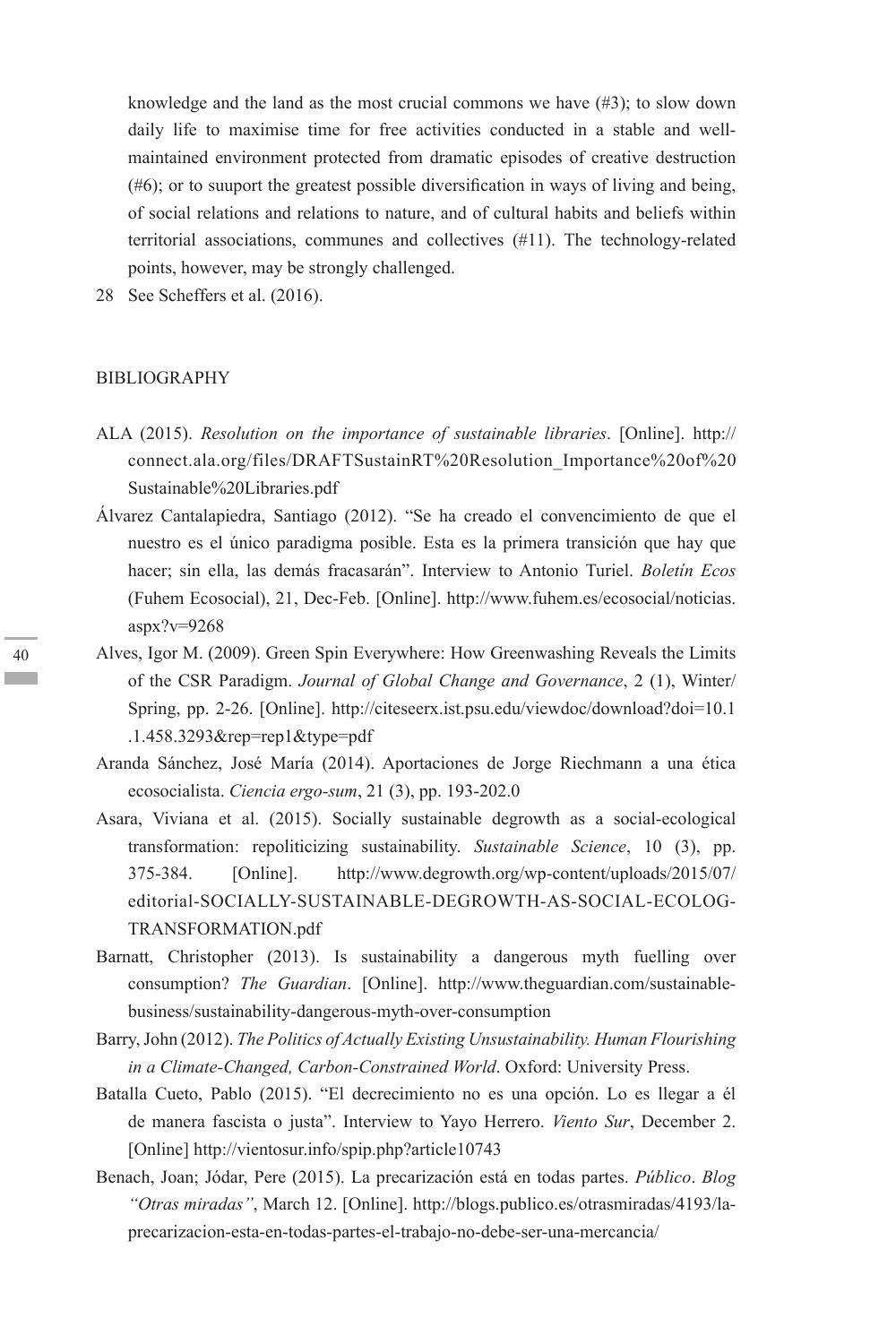knowledge and the land as the most crucial commons we have (#3); to slow down daily life to maximise time for free activities conducted in a stable and well-maintained environment protected from dramatic episodes of creative destruction (#6); or to suuport the greatest possible diversification in ways of living and being, of social relations and relations to nature, and of cultural habits and beliefs within territorial associations, communes and collectives (#11). The technology-related points, however, may be strongly challenged.

28 See Scheffers et al. (2016).

## BIBLIOGRAPHY

ALA (2015). *Resolution on the importance of sustainable libraries*. [Online]. http://connect.ala.org/files/DRAFTSustainRT%20Resolution_Importance%20of%20Sustainable%20Libraries.pdf

Álvarez Cantalapiedra, Santiago (2012). "Se ha creado el convencimiento de que el nuestro es el único paradigma posible. Esta es la primera transición que hay que hacer; sin ella, las demás fracasarán". Interview to Antonio Turiel. *Boletín Ecos* (Fuhem Ecosocial), 21, Dec-Feb. [Online]. http://www.fuhem.es/ecosocial/noticias.aspx?v=9268

Alves, Igor M. (2009). Green Spin Everywhere: How Greenwashing Reveals the Limits of the CSR Paradigm. *Journal of Global Change and Governance*, 2 (1), Winter/Spring, pp. 2-26. [Online]. http://citeseerx.ist.psu.edu/viewdoc/download?doi=10.1.1.458.3293&rep=rep1&type=pdf

Aranda Sánchez, José María (2014). Aportaciones de Jorge Riechmann a una ética ecosocialista. *Ciencia ergo-sum*, 21 (3), pp. 193-202.0

Asara, Viviana et al. (2015). Socially sustainable degrowth as a social-ecological transformation: repoliticizing sustainability. *Sustainable Science*, 10 (3), pp. 375-384. [Online]. http://www.degrowth.org/wp-content/uploads/2015/07/editorial-SOCIALLY-SUSTAINABLE-DEGROWTH-AS-SOCIAL-ECOLOG-TRANSFORMATION.pdf

Barnatt, Christopher (2013). Is sustainability a dangerous myth fuelling over consumption? *The Guardian*. [Online]. http://www.theguardian.com/sustainable-business/sustainability-dangerous-myth-over-consumption

Barry, John (2012). *The Politics of Actually Existing Unsustainability. Human Flourishing in a Climate-Changed, Carbon-Constrained World*. Oxford: University Press.

Batalla Cueto, Pablo (2015). "El decrecimiento no es una opción. Lo es llegar a él de manera fascista o justa". Interview to Yayo Herrero. *Viento Sur*, December 2. [Online] http://vientosur.info/spip.php?article10743

Benach, Joan; Jódar, Pere (2015). La precarización está en todas partes. *Público*. *Blog "Otras miradas"*, March 12. [Online]. http://blogs.publico.es/otrasmiradas/4193/la-precarizacion-esta-en-todas-partes-el-trabajo-no-debe-ser-una-mercancia/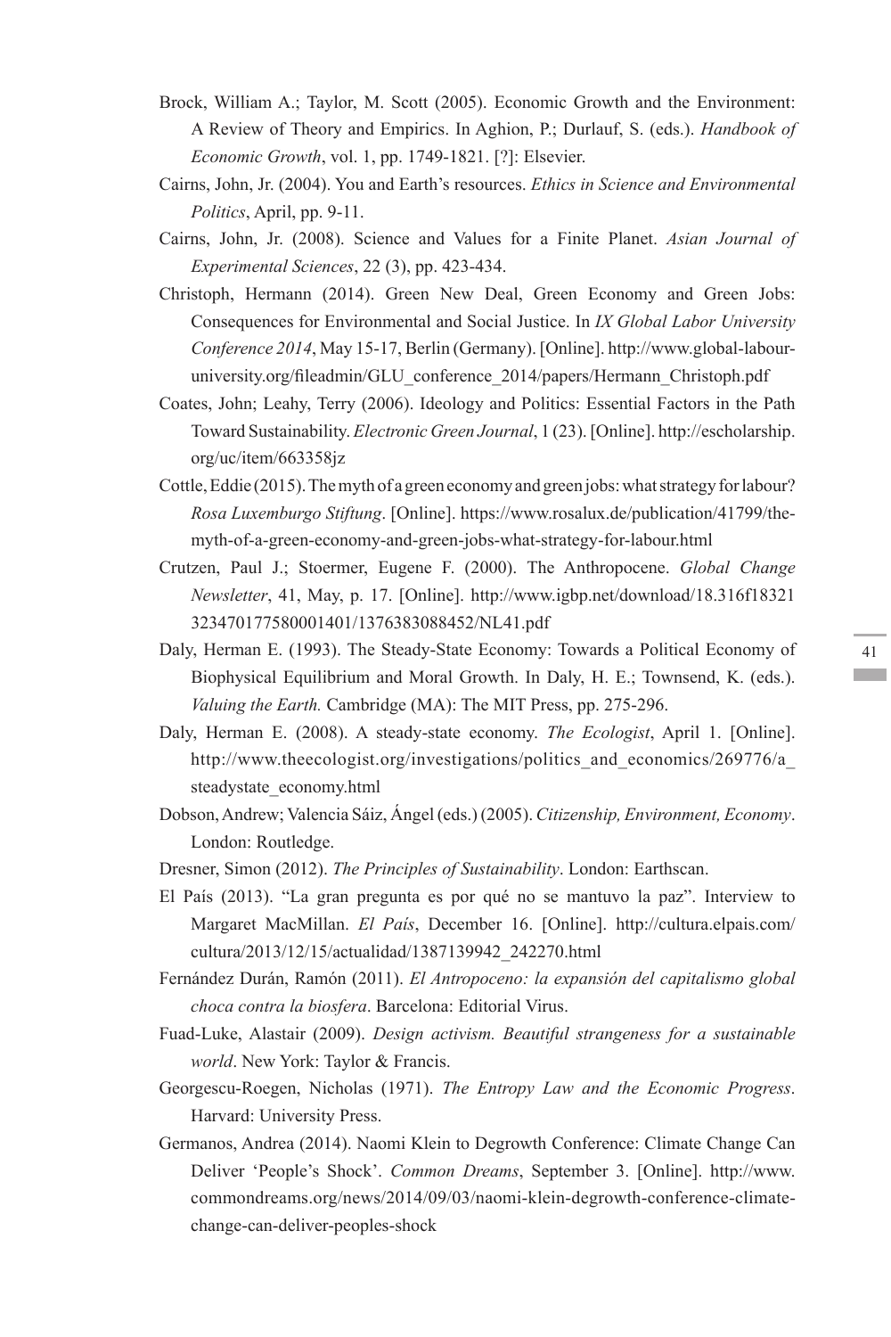Brock, William A.; Taylor, M. Scott (2005). Economic Growth and the Environment: A Review of Theory and Empirics. In Aghion, P.; Durlauf, S. (eds.). *Handbook of Economic Growth*, vol. 1, pp. 1749-1821. [?]: Elsevier.

Cairns, John, Jr. (2004). You and Earth's resources. *Ethics in Science and Environmental Politics*, April, pp. 9-11.

Cairns, John, Jr. (2008). Science and Values for a Finite Planet. *Asian Journal of Experimental Sciences*, 22 (3), pp. 423-434.

Christoph, Hermann (2014). Green New Deal, Green Economy and Green Jobs: Consequences for Environmental and Social Justice. In *IX Global Labor University Conference 2014*, May 15-17, Berlin (Germany). [Online]. http://www.global-labour-university.org/fileadmin/GLU_conference_2014/papers/Hermann_Christoph.pdf

Coates, John; Leahy, Terry (2006). Ideology and Politics: Essential Factors in the Path Toward Sustainability. *Electronic Green Journal*, 1 (23). [Online]. http://escholarship.org/uc/item/663358jz

Cottle, Eddie (2015). The myth of a green economy and green jobs: what strategy for labour? *Rosa Luxemburgo Stiftung*. [Online]. https://www.rosalux.de/publication/41799/the-myth-of-a-green-economy-and-green-jobs-what-strategy-for-labour.html

Crutzen, Paul J.; Stoermer, Eugene F. (2000). The Anthropocene. *Global Change Newsletter*, 41, May, p. 17. [Online]. http://www.igbp.net/download/18.316f18321323470177580001401/1376383088452/NL41.pdf

Daly, Herman E. (1993). The Steady-State Economy: Towards a Political Economy of Biophysical Equilibrium and Moral Growth. In Daly, H. E.; Townsend, K. (eds.). *Valuing the Earth.* Cambridge (MA): The MIT Press, pp. 275-296.

Daly, Herman E. (2008). A steady-state economy. *The Ecologist*, April 1. [Online]. http://www.theecologist.org/investigations/politics_and_economics/269776/a_steadystate_economy.html

Dobson, Andrew; Valencia Sáiz, Ángel (eds.) (2005). *Citizenship, Environment, Economy*. London: Routledge.

Dresner, Simon (2012). *The Principles of Sustainability*. London: Earthscan.

El País (2013). "La gran pregunta es por qué no se mantuvo la paz". Interview to Margaret MacMillan. *El País*, December 16. [Online]. http://cultura.elpais.com/cultura/2013/12/15/actualidad/1387139942_242270.html

Fernández Durán, Ramón (2011). *El Antropoceno: la expansión del capitalismo global choca contra la biosfera*. Barcelona: Editorial Virus.

Fuad-Luke, Alastair (2009). *Design activism. Beautiful strangeness for a sustainable world*. New York: Taylor & Francis.

Georgescu-Roegen, Nicholas (1971). *The Entropy Law and the Economic Progress*. Harvard: University Press.

Germanos, Andrea (2014). Naomi Klein to Degrowth Conference: Climate Change Can Deliver 'People's Shock'. *Common Dreams*, September 3. [Online]. http://www.commondreams.org/news/2014/09/03/naomi-klein-degrowth-conference-climate-change-can-deliver-peoples-shock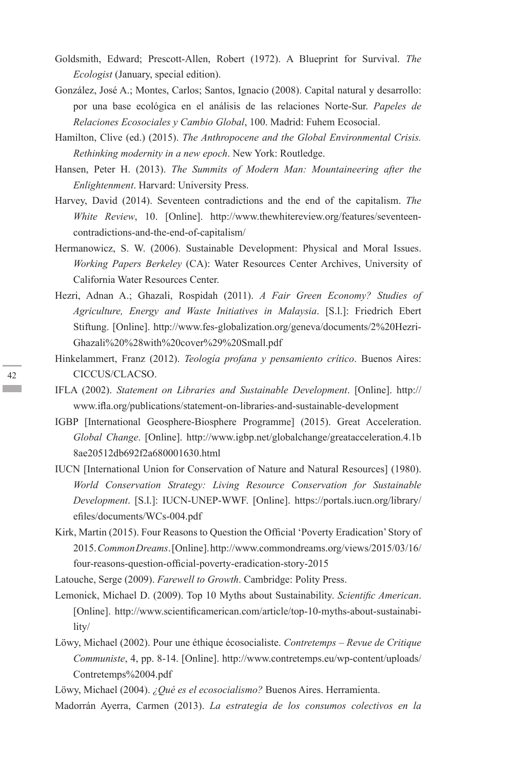Goldsmith, Edward; Prescott-Allen, Robert (1972). A Blueprint for Survival. *The Ecologist* (January, special edition).

González, José A.; Montes, Carlos; Santos, Ignacio (2008). Capital natural y desarrollo: por una base ecológica en el análisis de las relaciones Norte-Sur. *Papeles de Relaciones Ecosociales y Cambio Global*, 100. Madrid: Fuhem Ecosocial.

Hamilton, Clive (ed.) (2015). *The Anthropocene and the Global Environmental Crisis. Rethinking modernity in a new epoch*. New York: Routledge.

Hansen, Peter H. (2013). *The Summits of Modern Man: Mountaineering after the Enlightenment*. Harvard: University Press.

Harvey, David (2014). Seventeen contradictions and the end of the capitalism. *The White Review*, 10. [Online]. http://www.thewhitereview.org/features/seventeen-contradictions-and-the-end-of-capitalism/

Hermanowicz, S. W. (2006). Sustainable Development: Physical and Moral Issues. *Working Papers Berkeley* (CA): Water Resources Center Archives, University of California Water Resources Center.

Hezri, Adnan A.; Ghazali, Rospidah (2011). *A Fair Green Economy? Studies of Agriculture, Energy and Waste Initiatives in Malaysia*. [S.l.]: Friedrich Ebert Stiftung. [Online]. http://www.fes-globalization.org/geneva/documents/2%20Hezri-Ghazali%28with%20cover%29%20Small.pdf

Hinkelammert, Franz (2012). *Teología profana y pensamiento crítico*. Buenos Aires: CICCUS/CLACSO.

IFLA (2002). *Statement on Libraries and Sustainable Development*. [Online]. http://www.ifla.org/publications/statement-on-libraries-and-sustainable-development

IGBP [International Geosphere-Biosphere Programme] (2015). Great Acceleration. *Global Change*. [Online]. http://www.igbp.net/globalchange/greatacceleration.4.1b8ae20512db692f2a680001630.html

IUCN [International Union for Conservation of Nature and Natural Resources] (1980). *World Conservation Strategy: Living Resource Conservation for Sustainable Development*. [S.l.]: IUCN-UNEP-WWF. [Online]. https://portals.iucn.org/library/efiles/documents/WCs-004.pdf

Kirk, Martin (2015). Four Reasons to Question the Official 'Poverty Eradication' Story of 2015. *Common Dreams*. [Online]. http://www.commondreams.org/views/2015/03/16/four-reasons-question-official-poverty-eradication-story-2015

Latouche, Serge (2009). *Farewell to Growth*. Cambridge: Polity Press.

Lemonick, Michael D. (2009). Top 10 Myths about Sustainability. *Scientific American*. [Online]. http://www.scientificamerican.com/article/top-10-myths-about-sustainability/

Löwy, Michael (2002). Pour une éthique écosocialiste. *Contretemps – Revue de Critique Communiste*, 4, pp. 8-14. [Online]. http://www.contretemps.eu/wp-content/uploads/Contretemps%2004.pdf

Löwy, Michael (2004). *¿Qué es el ecosocialismo?* Buenos Aires. Herramienta.

Madorrán Ayerra, Carmen (2013). *La estrategia de los consumos colectivos en la*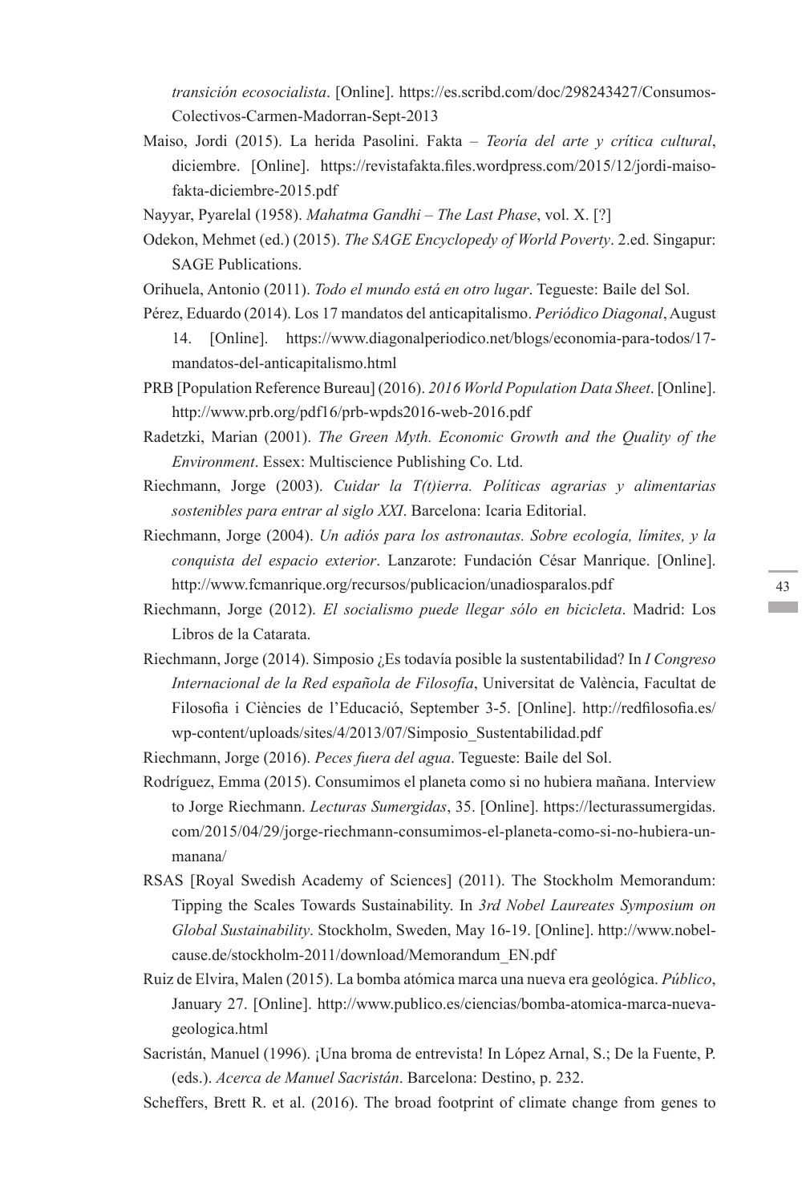*transición ecosocialista*. [Online]. https://es.scribd.com/doc/298243427/Consumos-Colectivos-Carmen-Madorran-Sept-2013

Maiso, Jordi (2015). La herida Pasolini. Fakta – *Teoría del arte y crítica cultural*, diciembre. [Online]. https://revistafakta.files.wordpress.com/2015/12/jordi-maiso-fakta-diciembre-2015.pdf

Nayyar, Pyarelal (1958). *Mahatma Gandhi – The Last Phase*, vol. X. [?]

Odekon, Mehmet (ed.) (2015). *The SAGE Encyclopedy of World Poverty*. 2.ed. Singapur: SAGE Publications.

Orihuela, Antonio (2011). *Todo el mundo está en otro lugar*. Tegueste: Baile del Sol.

Pérez, Eduardo (2014). Los 17 mandatos del anticapitalismo. *Periódico Diagonal*, August 14. [Online]. https://www.diagonalperiodico.net/blogs/economia-para-todos/17-mandatos-del-anticapitalismo.html

PRB [Population Reference Bureau] (2016). *2016 World Population Data Sheet*. [Online]. http://www.prb.org/pdf16/prb-wpds2016-web-2016.pdf

Radetzki, Marian (2001). *The Green Myth. Economic Growth and the Quality of the Environment*. Essex: Multiscience Publishing Co. Ltd.

Riechmann, Jorge (2003). *Cuidar la T(t)ierra. Políticas agrarias y alimentarias sostenibles para entrar al siglo XXI*. Barcelona: Icaria Editorial.

Riechmann, Jorge (2004). *Un adiós para los astronautas. Sobre ecología, límites, y la conquista del espacio exterior*. Lanzarote: Fundación César Manrique. [Online]. http://www.fcmanrique.org/recursos/publicacion/unadiosparalos.pdf

Riechmann, Jorge (2012). *El socialismo puede llegar sólo en bicicleta*. Madrid: Los Libros de la Catarata.

Riechmann, Jorge (2014). Simposio ¿Es todavía posible la sustentabilidad? In *I Congreso Internacional de la Red española de Filosofía*, Universitat de València, Facultat de Filosofia i Ciències de l'Educació, September 3-5. [Online]. http://redfilosofia.es/wp-content/uploads/sites/4/2013/07/Simposio_Sustentabilidad.pdf

Riechmann, Jorge (2016). *Peces fuera del agua*. Tegueste: Baile del Sol.

Rodríguez, Emma (2015). Consumimos el planeta como si no hubiera mañana. Interview to Jorge Riechmann. *Lecturas Sumergidas*, 35. [Online]. https://lecturassumergidas.com/2015/04/29/jorge-riechmann-consumimos-el-planeta-como-si-no-hubiera-un-manana/

RSAS [Royal Swedish Academy of Sciences] (2011). The Stockholm Memorandum: Tipping the Scales Towards Sustainability. In *3rd Nobel Laureates Symposium on Global Sustainability*. Stockholm, Sweden, May 16-19. [Online]. http://www.nobel-cause.de/stockholm-2011/download/Memorandum_EN.pdf

Ruiz de Elvira, Malen (2015). La bomba atómica marca una nueva era geológica. *Público*, January 27. [Online]. http://www.publico.es/ciencias/bomba-atomica-marca-nueva-geologica.html

Sacristán, Manuel (1996). ¡Una broma de entrevista! In López Arnal, S.; De la Fuente, P. (eds.). *Acerca de Manuel Sacristán*. Barcelona: Destino, p. 232.

Scheffers, Brett R. et al. (2016). The broad footprint of climate change from genes to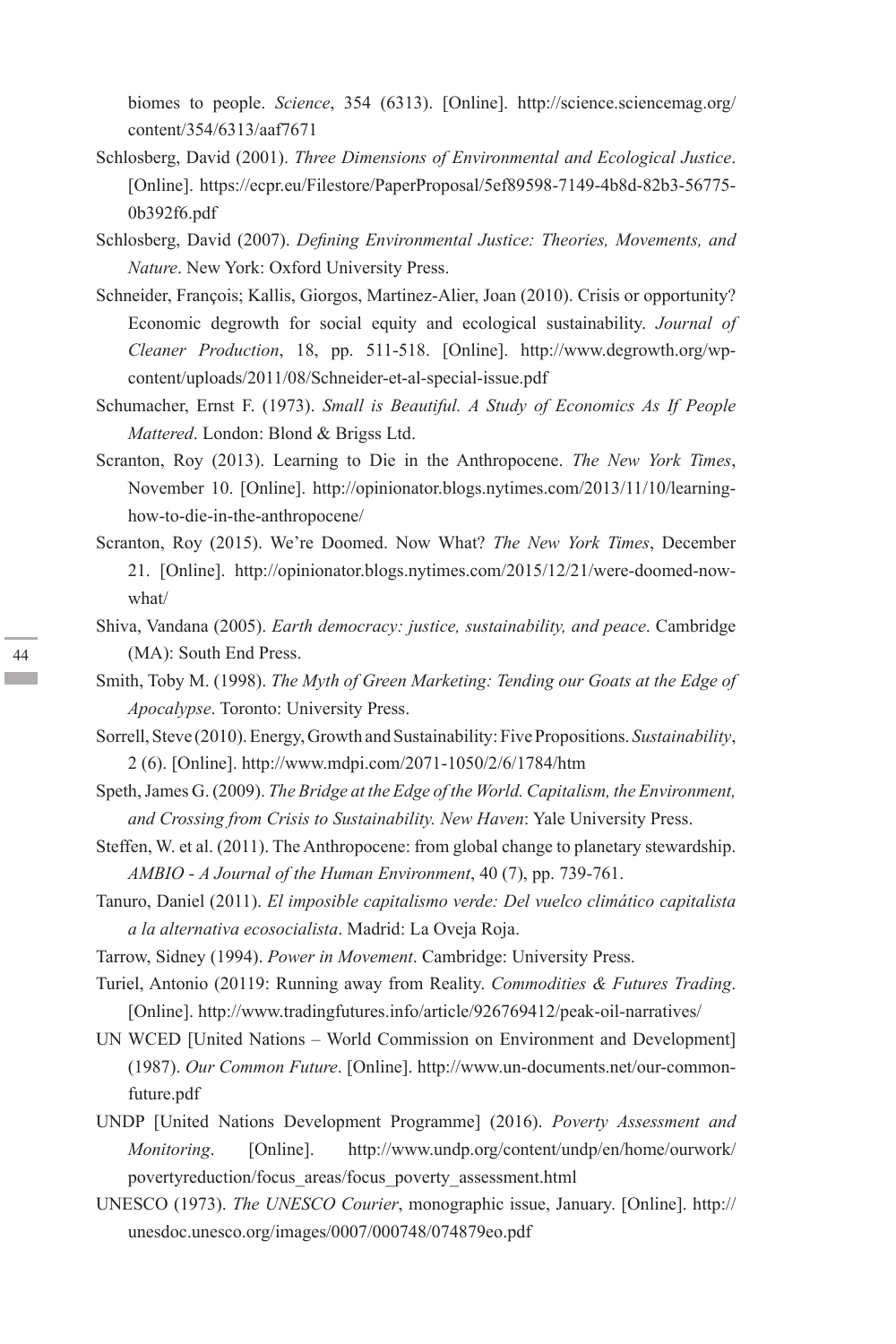biomes to people. *Science*, 354 (6313). [Online]. http://science.sciencemag.org/content/354/6313/aaf7671

Schlosberg, David (2001). *Three Dimensions of Environmental and Ecological Justice*. [Online]. https://ecpr.eu/Filestore/PaperProposal/5ef89598-7149-4b8d-82b3-56775-0b392f6.pdf

Schlosberg, David (2007). *Defining Environmental Justice: Theories, Movements, and Nature*. New York: Oxford University Press.

Schneider, François; Kallis, Giorgos, Martinez-Alier, Joan (2010). Crisis or opportunity? Economic degrowth for social equity and ecological sustainability. *Journal of Cleaner Production*, 18, pp. 511-518. [Online]. http://www.degrowth.org/wp-content/uploads/2011/08/Schneider-et-al-special-issue.pdf

Schumacher, Ernst F. (1973). *Small is Beautiful. A Study of Economics As If People Mattered*. London: Blond & Brigss Ltd.

Scranton, Roy (2013). Learning to Die in the Anthropocene. *The New York Times*, November 10. [Online]. http://opinionator.blogs.nytimes.com/2013/11/10/learning-how-to-die-in-the-anthropocene/

Scranton, Roy (2015). We're Doomed. Now What? *The New York Times*, December 21. [Online]. http://opinionator.blogs.nytimes.com/2015/12/21/were-doomed-now-what/

Shiva, Vandana (2005). *Earth democracy: justice, sustainability, and peace*. Cambridge (MA): South End Press.

Smith, Toby M. (1998). *The Myth of Green Marketing: Tending our Goats at the Edge of Apocalypse*. Toronto: University Press.

Sorrell, Steve (2010). Energy, Growth and Sustainability: Five Propositions. *Sustainability*, 2 (6). [Online]. http://www.mdpi.com/2071-1050/2/6/1784/htm

Speth, James G. (2009). *The Bridge at the Edge of the World. Capitalism, the Environment, and Crossing from Crisis to Sustainability. New Haven*: Yale University Press.

Steffen, W. et al. (2011). The Anthropocene: from global change to planetary stewardship. *AMBIO - A Journal of the Human Environment*, 40 (7), pp. 739-761.

Tanuro, Daniel (2011). *El imposible capitalismo verde: Del vuelco climático capitalista a la alternativa ecosocialista*. Madrid: La Oveja Roja.

Tarrow, Sidney (1994). *Power in Movement*. Cambridge: University Press.

Turiel, Antonio (20119: Running away from Reality. *Commodities & Futures Trading*. [Online]. http://www.tradingfutures.info/article/926769412/peak-oil-narratives/

UN WCED [United Nations – World Commission on Environment and Development] (1987). *Our Common Future*. [Online]. http://www.un-documents.net/our-common-future.pdf

UNDP [United Nations Development Programme] (2016). *Poverty Assessment and Monitoring*. [Online]. http://www.undp.org/content/undp/en/home/ourwork/povertyreduction/focus_areas/focus_poverty_assessment.html

UNESCO (1973). *The UNESCO Courier*, monographic issue, January. [Online]. http://unesdoc.unesco.org/images/0007/000748/074879eo.pdf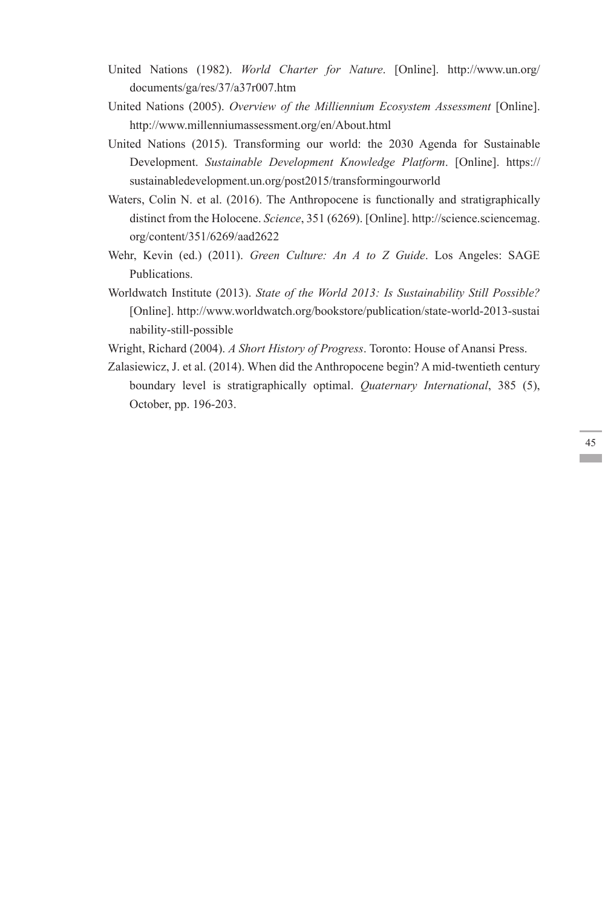United Nations (1982). *World Charter for Nature*. [Online]. http://www.un.org/documents/ga/res/37/a37r007.htm

United Nations (2005). *Overview of the Milliennium Ecosystem Assessment* [Online]. http://www.millenniumassessment.org/en/About.html

United Nations (2015). Transforming our world: the 2030 Agenda for Sustainable Development. *Sustainable Development Knowledge Platform*. [Online]. https://sustainabledevelopment.un.org/post2015/transformingourworld

Waters, Colin N. et al. (2016). The Anthropocene is functionally and stratigraphically distinct from the Holocene. *Science*, 351 (6269). [Online]. http://science.sciencemag.org/content/351/6269/aad2622

Wehr, Kevin (ed.) (2011). *Green Culture: An A to Z Guide*. Los Angeles: SAGE Publications.

Worldwatch Institute (2013). *State of the World 2013: Is Sustainability Still Possible?* [Online]. http://www.worldwatch.org/bookstore/publication/state-world-2013-sustainability-still-possible

Wright, Richard (2004). *A Short History of Progress*. Toronto: House of Anansi Press.

Zalasiewicz, J. et al. (2014). When did the Anthropocene begin? A mid-twentieth century boundary level is stratigraphically optimal. *Quaternary International*, 385 (5), October, pp. 196-203.